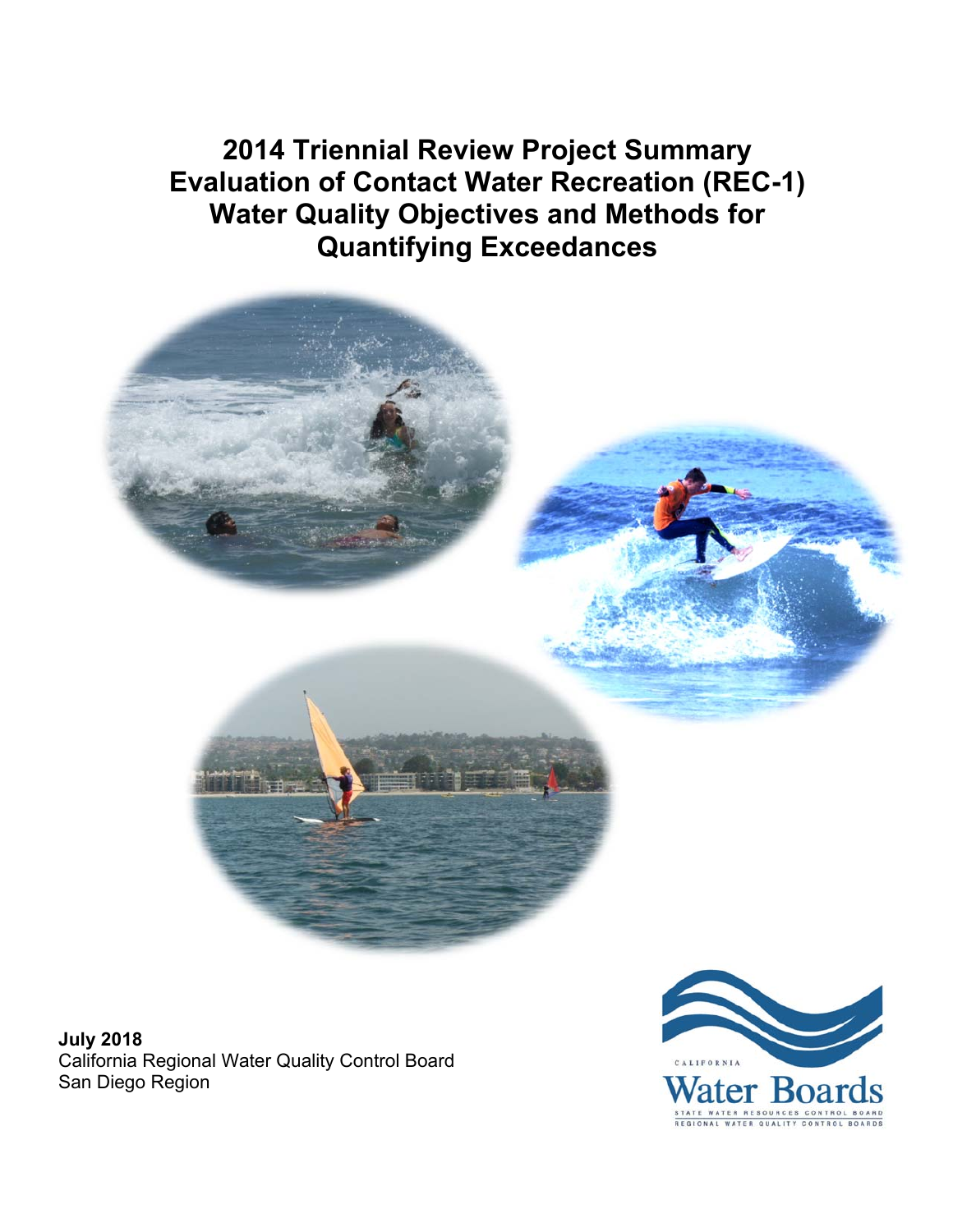# 2014 Triennial Review Project Summary Evaluation of Contact Water Recreation (REC-1) Water Quality Objectives and Methods for Quantifying Exceedances

**July 2018**
California Regional Water Quality Control Board
San Diego Region

CALIFORNIA
Water Boards
STATE WATER RESOURCES CONTROL BOARD
REGIONAL WATER QUALITY CONTROL BOARDS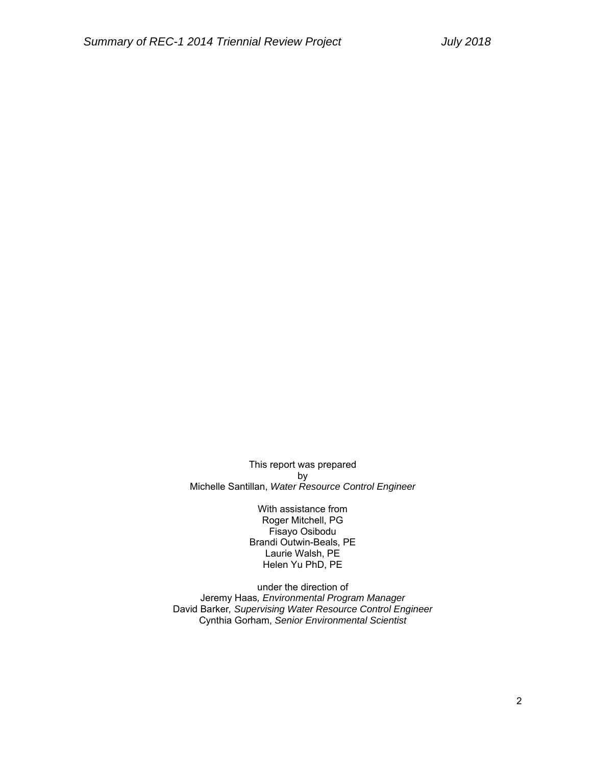This report was prepared
by
Michelle Santillan, *Water Resource Control Engineer*

With assistance from
Roger Mitchell, PG
Fisayo Osibodu
Brandi Outwin-Beals, PE
Laurie Walsh, PE
Helen Yu PhD, PE

under the direction of
Jeremy Haas*, Environmental Program Manager*
David Barker*, Supervising Water Resource Control Engineer*
Cynthia Gorham, *Senior Environmental Scientist*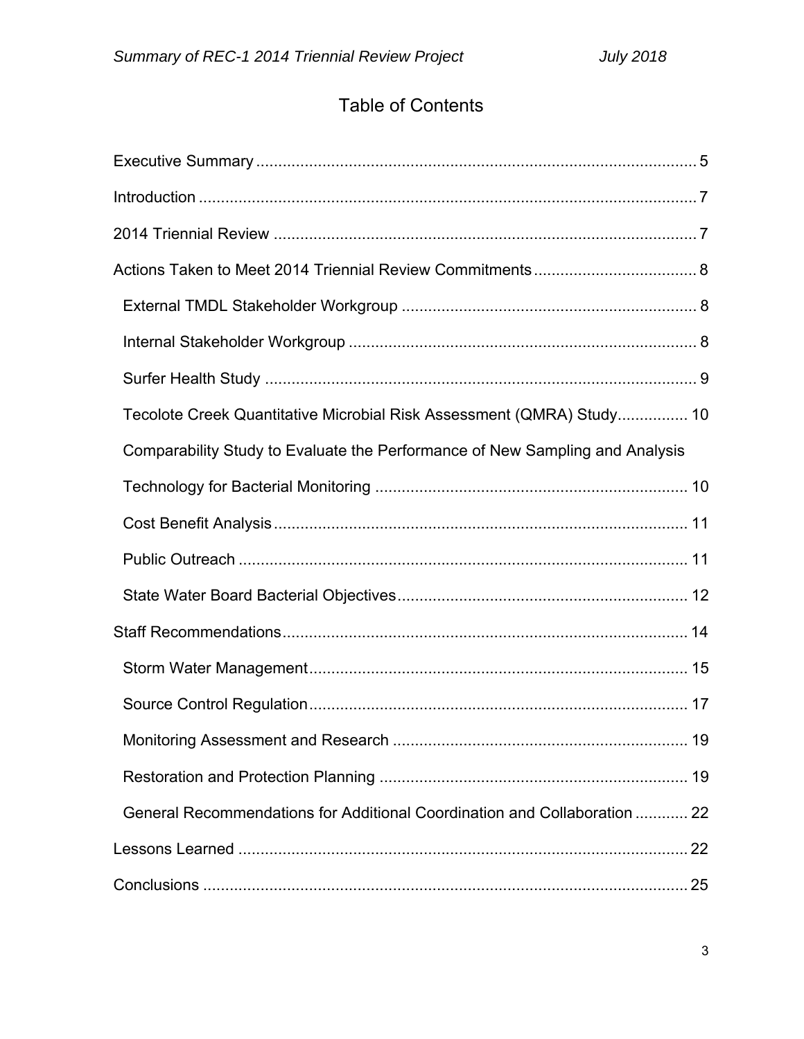# Table of Contents

Executive Summary .................................................................................................... 5

Introduction ................................................................................................................ 7

2014 Triennial Review ............................................................................................... 7

Actions Taken to Meet 2014 Triennial Review Commitments .................................... 8

- External TMDL Stakeholder Workgroup .................................................................. 8
- Internal Stakeholder Workgroup .............................................................................. 8
- Surfer Health Study ................................................................................................. 9
- Tecolote Creek Quantitative Microbial Risk Assessment (QMRA) Study ................ 10
- Comparability Study to Evaluate the Performance of New Sampling and Analysis Technology for Bacterial Monitoring ...................................................................... 10
- Cost Benefit Analysis ............................................................................................. 11
- Public Outreach ...................................................................................................... 11
- State Water Board Bacterial Objectives ................................................................. 12

Staff Recommendations ........................................................................................... 14

- Storm Water Management ..................................................................................... 15
- Source Control Regulation ..................................................................................... 17
- Monitoring Assessment and Research .................................................................. 19
- Restoration and Protection Planning ..................................................................... 19
- General Recommendations for Additional Coordination and Collaboration ............ 22

Lessons Learned ...................................................................................................... 22

Conclusions ............................................................................................................. 25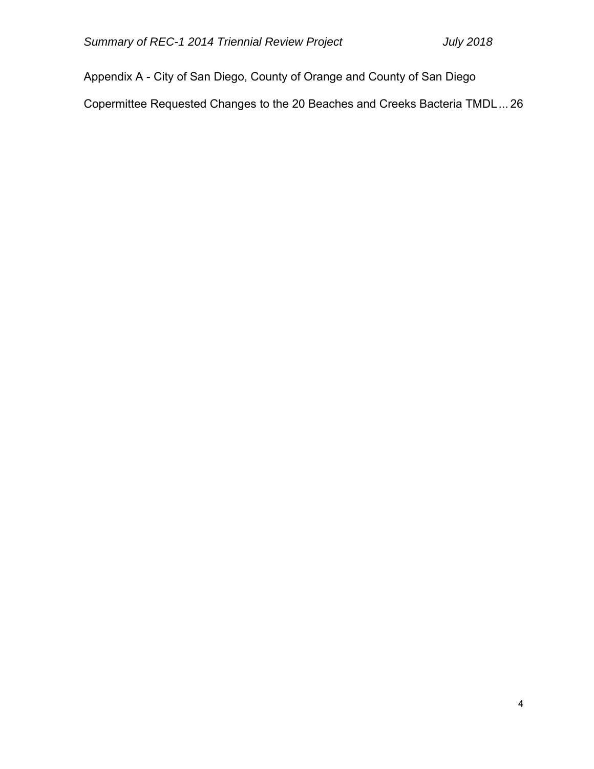Appendix A - City of San Diego, County of Orange and County of San Diego

Copermittee Requested Changes to the 20 Beaches and Creeks Bacteria TMDL ... 26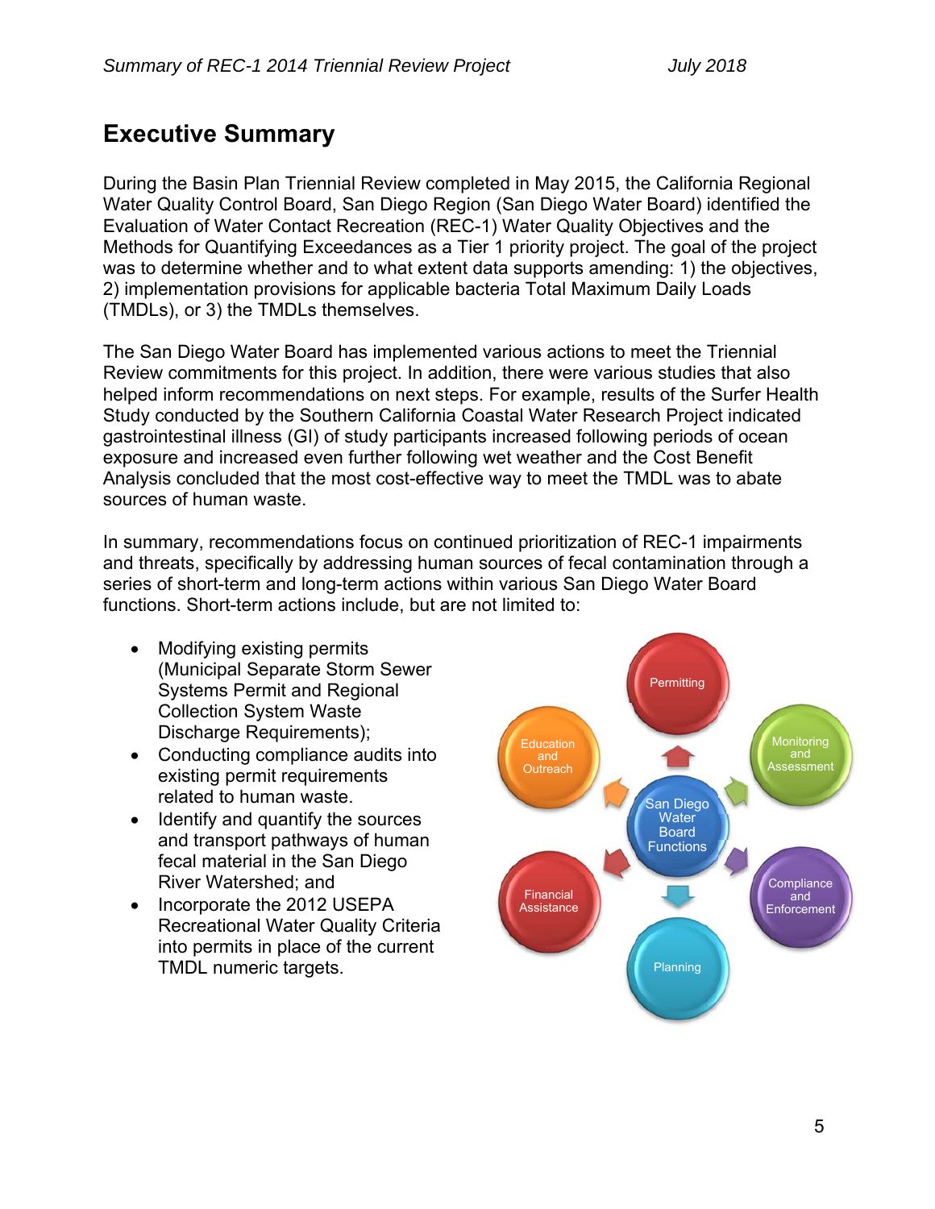## Executive Summary

During the Basin Plan Triennial Review completed in May 2015, the California Regional Water Quality Control Board, San Diego Region (San Diego Water Board) identified the Evaluation of Water Contact Recreation (REC-1) Water Quality Objectives and the Methods for Quantifying Exceedances as a Tier 1 priority project. The goal of the project was to determine whether and to what extent data supports amending: 1) the objectives, 2) implementation provisions for applicable bacteria Total Maximum Daily Loads (TMDLs), or 3) the TMDLs themselves.

The San Diego Water Board has implemented various actions to meet the Triennial Review commitments for this project. In addition, there were various studies that also helped inform recommendations on next steps. For example, results of the Surfer Health Study conducted by the Southern California Coastal Water Research Project indicated gastrointestinal illness (GI) of study participants increased following periods of ocean exposure and increased even further following wet weather and the Cost Benefit Analysis concluded that the most cost-effective way to meet the TMDL was to abate sources of human waste.

In summary, recommendations focus on continued prioritization of REC-1 impairments and threats, specifically by addressing human sources of fecal contamination through a series of short-term and long-term actions within various San Diego Water Board functions. Short-term actions include, but are not limited to:

- Modifying existing permits (Municipal Separate Storm Sewer Systems Permit and Regional Collection System Waste Discharge Requirements);
- Conducting compliance audits into existing permit requirements related to human waste.
- Identify and quantify the sources and transport pathways of human fecal material in the San Diego River Watershed; and
- Incorporate the 2012 USEPA Recreational Water Quality Criteria into permits in place of the current TMDL numeric targets.

San Diego Water Board Functions
Permitting
Monitoring and Assessment
Compliance and Enforcement
Planning
Financial Assistance
Education and Outreach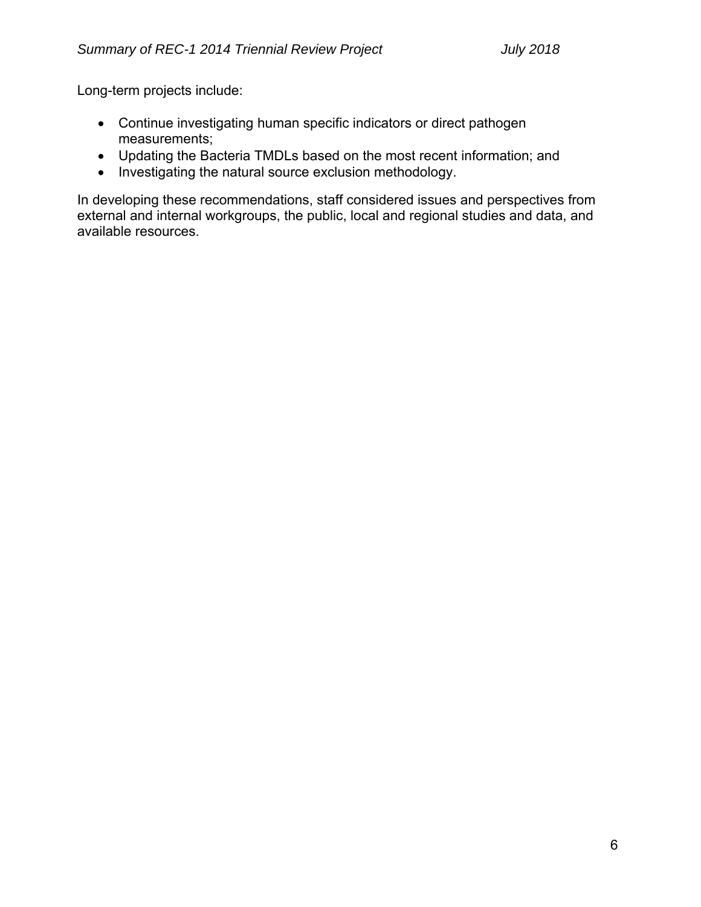Long-term projects include:

- Continue investigating human specific indicators or direct pathogen measurements;
- Updating the Bacteria TMDLs based on the most recent information; and
- Investigating the natural source exclusion methodology.

In developing these recommendations, staff considered issues and perspectives from external and internal workgroups, the public, local and regional studies and data, and available resources.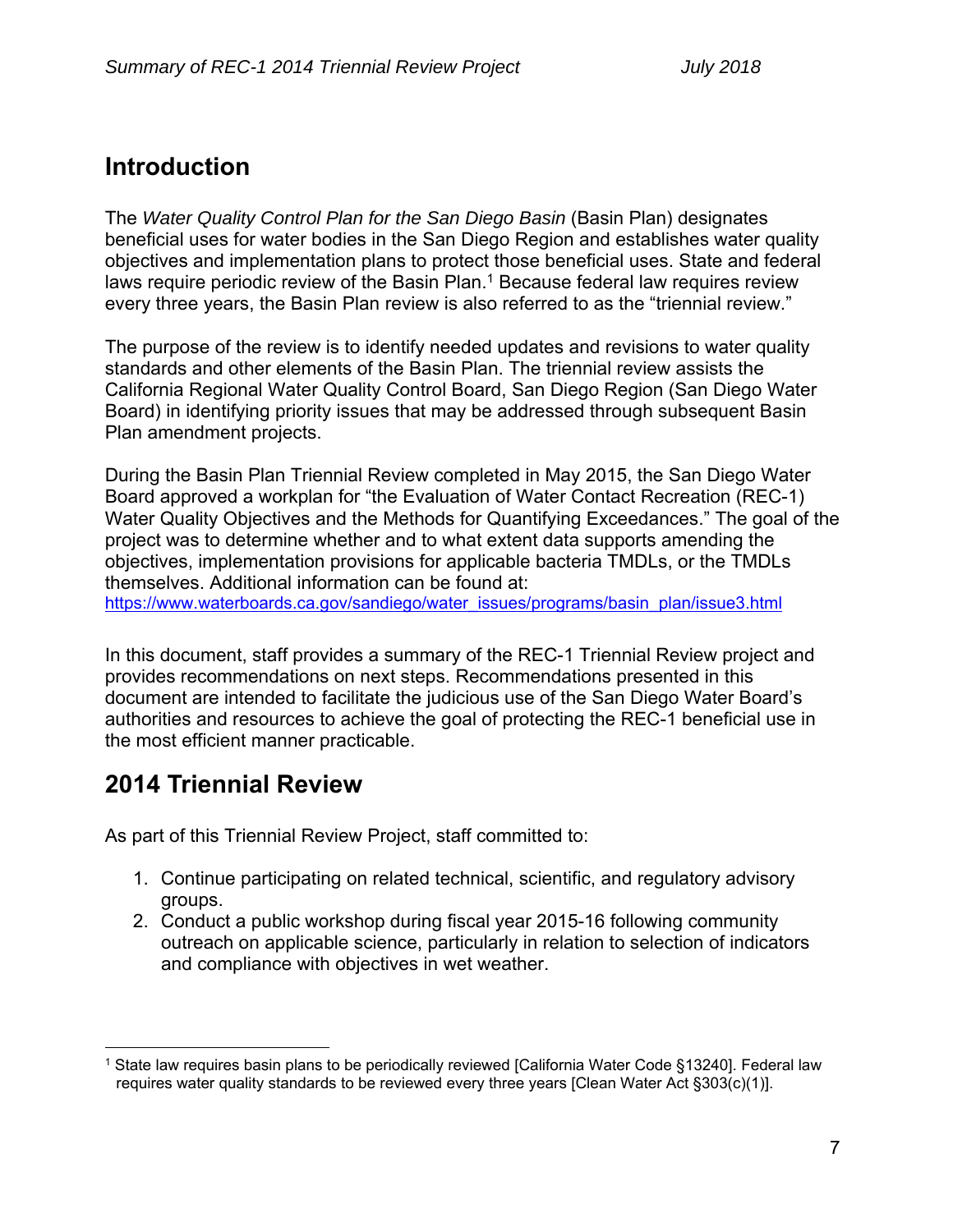## Introduction

The *Water Quality Control Plan for the San Diego Basin* (Basin Plan) designates beneficial uses for water bodies in the San Diego Region and establishes water quality objectives and implementation plans to protect those beneficial uses. State and federal laws require periodic review of the Basin Plan.[1] Because federal law requires review every three years, the Basin Plan review is also referred to as the "triennial review."

The purpose of the review is to identify needed updates and revisions to water quality standards and other elements of the Basin Plan. The triennial review assists the California Regional Water Quality Control Board, San Diego Region (San Diego Water Board) in identifying priority issues that may be addressed through subsequent Basin Plan amendment projects.

During the Basin Plan Triennial Review completed in May 2015, the San Diego Water Board approved a workplan for "the Evaluation of Water Contact Recreation (REC-1) Water Quality Objectives and the Methods for Quantifying Exceedances." The goal of the project was to determine whether and to what extent data supports amending the objectives, implementation provisions for applicable bacteria TMDLs, or the TMDLs themselves. Additional information can be found at:
https://www.waterboards.ca.gov/sandiego/water_issues/programs/basin_plan/issue3.html

In this document, staff provides a summary of the REC-1 Triennial Review project and provides recommendations on next steps. Recommendations presented in this document are intended to facilitate the judicious use of the San Diego Water Board's authorities and resources to achieve the goal of protecting the REC-1 beneficial use in the most efficient manner practicable.

## 2014 Triennial Review

As part of this Triennial Review Project, staff committed to:

1. Continue participating on related technical, scientific, and regulatory advisory groups.
2. Conduct a public workshop during fiscal year 2015-16 following community outreach on applicable science, particularly in relation to selection of indicators and compliance with objectives in wet weather.

---

[1] State law requires basin plans to be periodically reviewed [California Water Code §13240]. Federal law requires water quality standards to be reviewed every three years [Clean Water Act §303(c)(1)].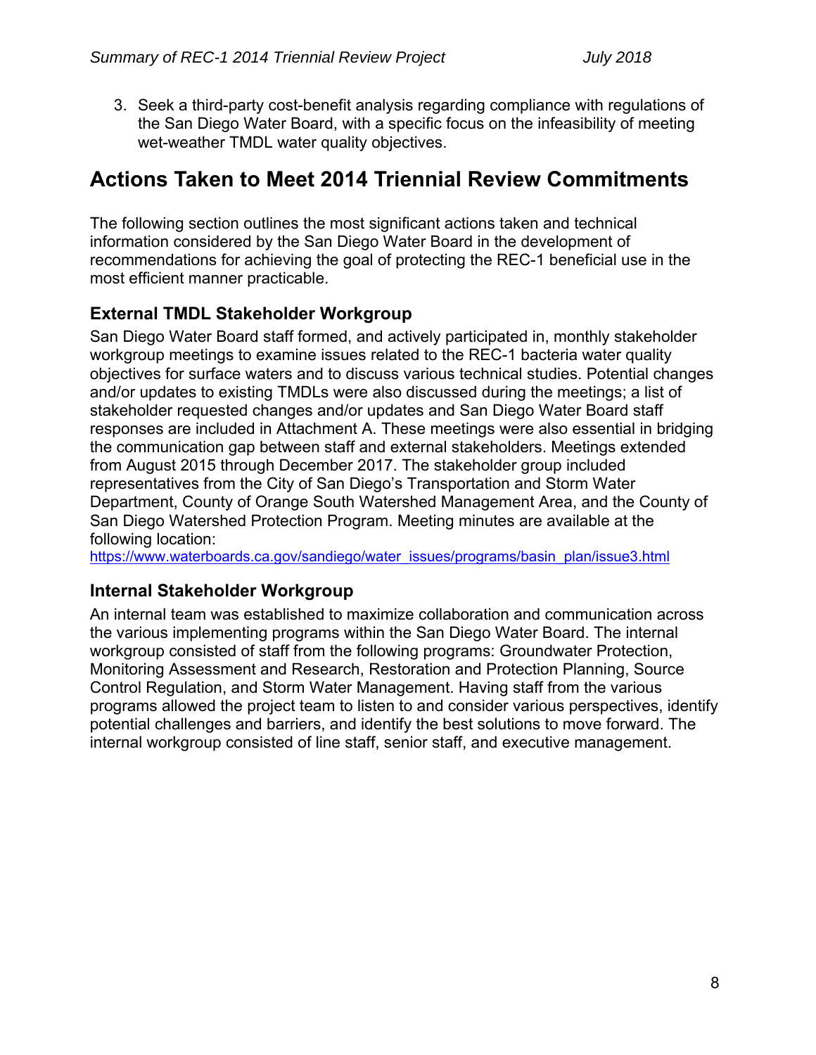3. Seek a third-party cost-benefit analysis regarding compliance with regulations of the San Diego Water Board, with a specific focus on the infeasibility of meeting wet-weather TMDL water quality objectives.

## Actions Taken to Meet 2014 Triennial Review Commitments

The following section outlines the most significant actions taken and technical information considered by the San Diego Water Board in the development of recommendations for achieving the goal of protecting the REC-1 beneficial use in the most efficient manner practicable.

### External TMDL Stakeholder Workgroup

San Diego Water Board staff formed, and actively participated in, monthly stakeholder workgroup meetings to examine issues related to the REC-1 bacteria water quality objectives for surface waters and to discuss various technical studies. Potential changes and/or updates to existing TMDLs were also discussed during the meetings; a list of stakeholder requested changes and/or updates and San Diego Water Board staff responses are included in Attachment A. These meetings were also essential in bridging the communication gap between staff and external stakeholders. Meetings extended from August 2015 through December 2017. The stakeholder group included representatives from the City of San Diego's Transportation and Storm Water Department, County of Orange South Watershed Management Area, and the County of San Diego Watershed Protection Program. Meeting minutes are available at the following location:
https://www.waterboards.ca.gov/sandiego/water_issues/programs/basin_plan/issue3.html

### Internal Stakeholder Workgroup

An internal team was established to maximize collaboration and communication across the various implementing programs within the San Diego Water Board. The internal workgroup consisted of staff from the following programs: Groundwater Protection, Monitoring Assessment and Research, Restoration and Protection Planning, Source Control Regulation, and Storm Water Management. Having staff from the various programs allowed the project team to listen to and consider various perspectives, identify potential challenges and barriers, and identify the best solutions to move forward. The internal workgroup consisted of line staff, senior staff, and executive management.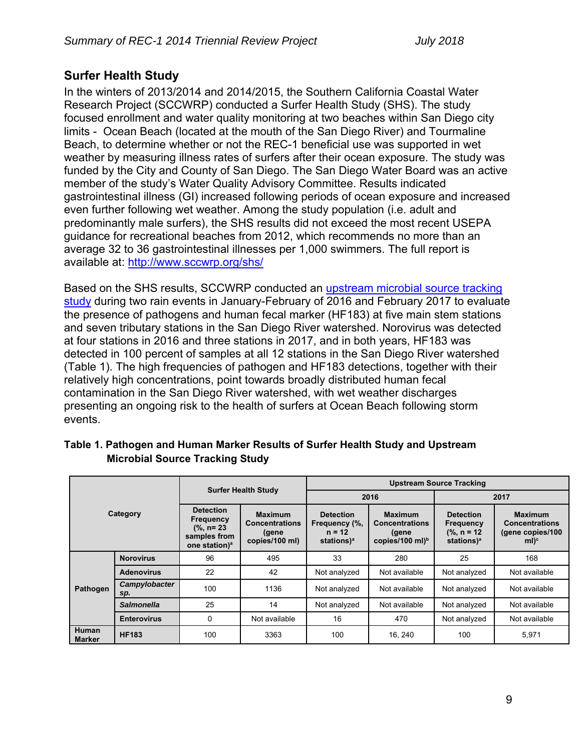## Surfer Health Study

In the winters of 2013/2014 and 2014/2015, the Southern California Coastal Water Research Project (SCCWRP) conducted a Surfer Health Study (SHS). The study focused enrollment and water quality monitoring at two beaches within San Diego city limits - Ocean Beach (located at the mouth of the San Diego River) and Tourmaline Beach, to determine whether or not the REC-1 beneficial use was supported in wet weather by measuring illness rates of surfers after their ocean exposure. The study was funded by the City and County of San Diego. The San Diego Water Board was an active member of the study's Water Quality Advisory Committee. Results indicated gastrointestinal illness (GI) increased following periods of ocean exposure and increased even further following wet weather. Among the study population (i.e. adult and predominantly male surfers), the SHS results did not exceed the most recent USEPA guidance for recreational beaches from 2012, which recommends no more than an average 32 to 36 gastrointestinal illnesses per 1,000 swimmers. The full report is available at: [http://www.sccwrp.org/shs/](http://www.sccwrp.org/shs/)

Based on the SHS results, SCCWRP conducted an upstream microbial source tracking study during two rain events in January-February of 2016 and February 2017 to evaluate the presence of pathogens and human fecal marker (HF183) at five main stem stations and seven tributary stations in the San Diego River watershed. Norovirus was detected at four stations in 2016 and three stations in 2017, and in both years, HF183 was detected in 100 percent of samples at all 12 stations in the San Diego River watershed (Table 1). The high frequencies of pathogen and HF183 detections, together with their relatively high concentrations, point towards broadly distributed human fecal contamination in the San Diego River watershed, with wet weather discharges presenting an ongoing risk to the health of surfers at Ocean Beach following storm events.

**Table 1. Pathogen and Human Marker Results of Surfer Health Study and Upstream Microbial Source Tracking Study**

| Category | | Surfer Health Study | | Upstream Source Tracking | | | |
|---|---|---|---|---|---|---|---|
| | | | | 2016 | | 2017 | |
| | | Detection Frequency (%, n= 23 samples from one station)[a] | Maximum Concentrations (gene copies/100 ml) | Detection Frequency (%, n = 12 stations)[a] | Maximum Concentrations (gene copies/100 ml)[b] | Detection Frequency (%, n = 12 stations)[a] | Maximum Concentrations (gene copies/100 ml)[c] |
| Pathogen | Norovirus | 96 | 495 | 33 | 280 | 25 | 168 |
| | Adenovirus | 22 | 42 | Not analyzed | Not available | Not analyzed | Not available |
| | *Campylobacter sp.* | 100 | 1136 | Not analyzed | Not available | Not analyzed | Not available |
| | *Salmonella* | 25 | 14 | Not analyzed | Not available | Not analyzed | Not available |
| | Enterovirus | 0 | Not available | 16 | 470 | Not analyzed | Not available |
| Human Marker | HF183 | 100 | 3363 | 100 | 16, 240 | 100 | 5,971 |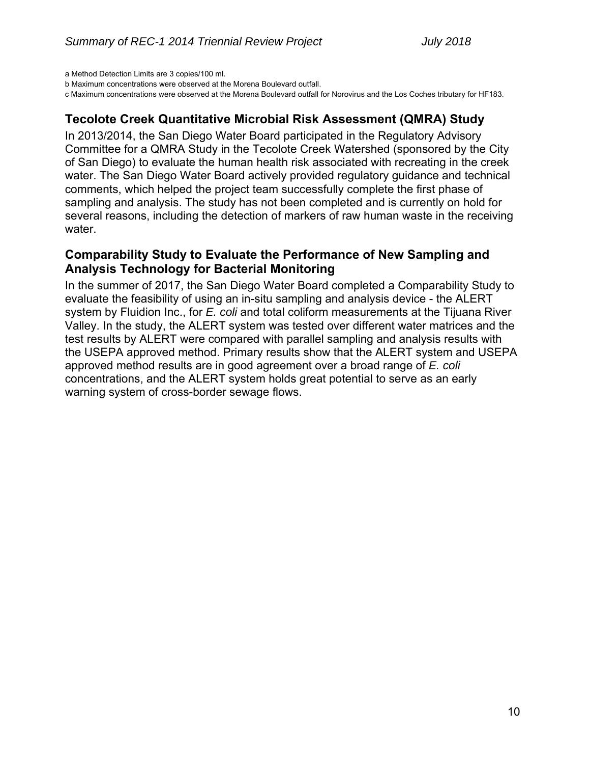a Method Detection Limits are 3 copies/100 ml.

b Maximum concentrations were observed at the Morena Boulevard outfall.

c Maximum concentrations were observed at the Morena Boulevard outfall for Norovirus and the Los Coches tributary for HF183.

## Tecolote Creek Quantitative Microbial Risk Assessment (QMRA) Study

In 2013/2014, the San Diego Water Board participated in the Regulatory Advisory Committee for a QMRA Study in the Tecolote Creek Watershed (sponsored by the City of San Diego) to evaluate the human health risk associated with recreating in the creek water. The San Diego Water Board actively provided regulatory guidance and technical comments, which helped the project team successfully complete the first phase of sampling and analysis. The study has not been completed and is currently on hold for several reasons, including the detection of markers of raw human waste in the receiving water.

## Comparability Study to Evaluate the Performance of New Sampling and Analysis Technology for Bacterial Monitoring

In the summer of 2017, the San Diego Water Board completed a Comparability Study to evaluate the feasibility of using an in-situ sampling and analysis device - the ALERT system by Fluidion Inc., for *E. coli* and total coliform measurements at the Tijuana River Valley. In the study, the ALERT system was tested over different water matrices and the test results by ALERT were compared with parallel sampling and analysis results with the USEPA approved method. Primary results show that the ALERT system and USEPA approved method results are in good agreement over a broad range of *E. coli* concentrations, and the ALERT system holds great potential to serve as an early warning system of cross-border sewage flows.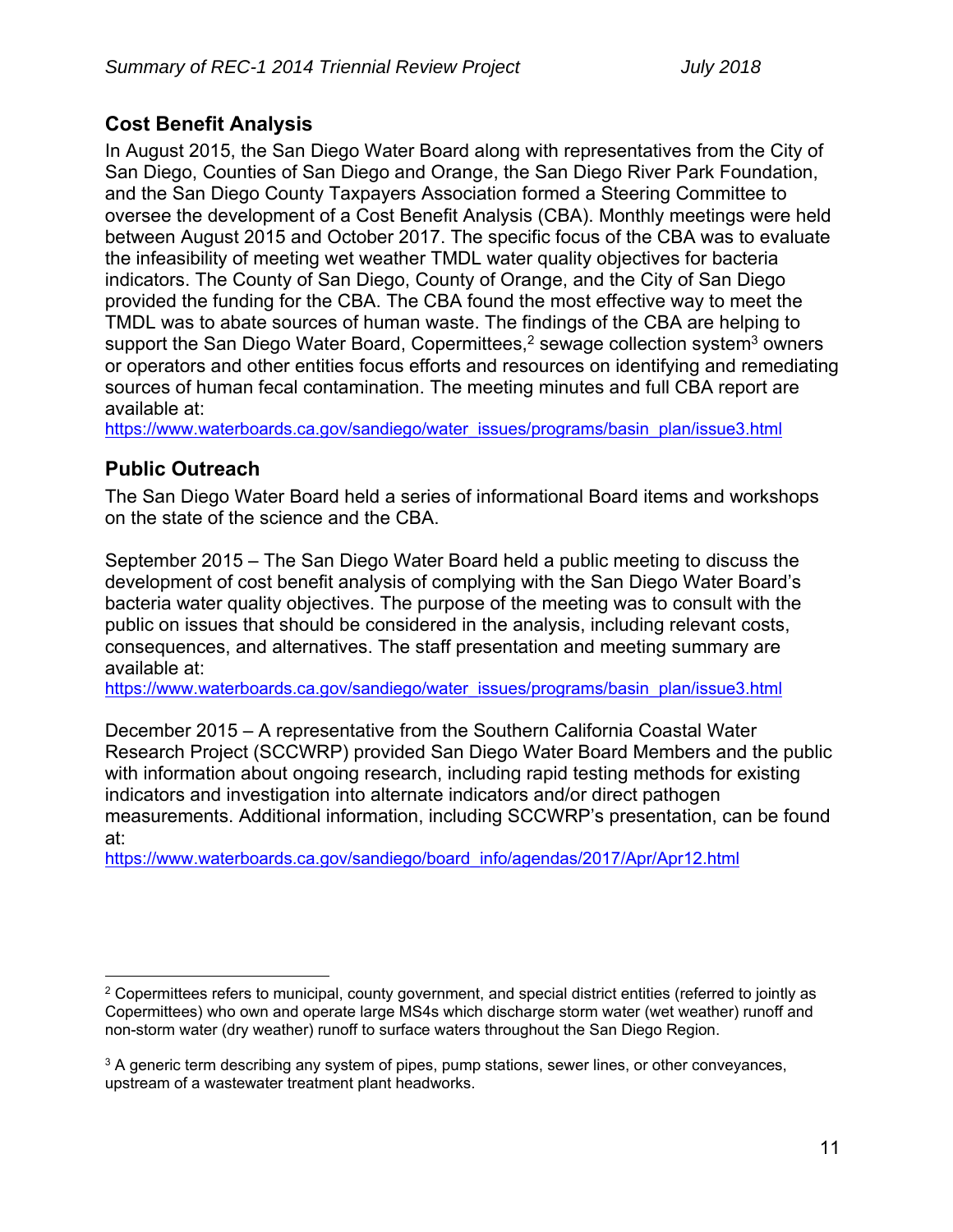## Cost Benefit Analysis

In August 2015, the San Diego Water Board along with representatives from the City of San Diego, Counties of San Diego and Orange, the San Diego River Park Foundation, and the San Diego County Taxpayers Association formed a Steering Committee to oversee the development of a Cost Benefit Analysis (CBA). Monthly meetings were held between August 2015 and October 2017. The specific focus of the CBA was to evaluate the infeasibility of meeting wet weather TMDL water quality objectives for bacteria indicators. The County of San Diego, County of Orange, and the City of San Diego provided the funding for the CBA. The CBA found the most effective way to meet the TMDL was to abate sources of human waste. The findings of the CBA are helping to support the San Diego Water Board, Copermittees,[2] sewage collection system[3] owners or operators and other entities focus efforts and resources on identifying and remediating sources of human fecal contamination. The meeting minutes and full CBA report are available at:
https://www.waterboards.ca.gov/sandiego/water_issues/programs/basin_plan/issue3.html

## Public Outreach

The San Diego Water Board held a series of informational Board items and workshops on the state of the science and the CBA.

September 2015 – The San Diego Water Board held a public meeting to discuss the development of cost benefit analysis of complying with the San Diego Water Board's bacteria water quality objectives. The purpose of the meeting was to consult with the public on issues that should be considered in the analysis, including relevant costs, consequences, and alternatives. The staff presentation and meeting summary are available at:
https://www.waterboards.ca.gov/sandiego/water_issues/programs/basin_plan/issue3.html

December 2015 – A representative from the Southern California Coastal Water Research Project (SCCWRP) provided San Diego Water Board Members and the public with information about ongoing research, including rapid testing methods for existing indicators and investigation into alternate indicators and/or direct pathogen measurements. Additional information, including SCCWRP's presentation, can be found at:
https://www.waterboards.ca.gov/sandiego/board_info/agendas/2017/Apr/Apr12.html

---

[2] Copermittees refers to municipal, county government, and special district entities (referred to jointly as Copermittees) who own and operate large MS4s which discharge storm water (wet weather) runoff and non-storm water (dry weather) runoff to surface waters throughout the San Diego Region.

[3] A generic term describing any system of pipes, pump stations, sewer lines, or other conveyances, upstream of a wastewater treatment plant headworks.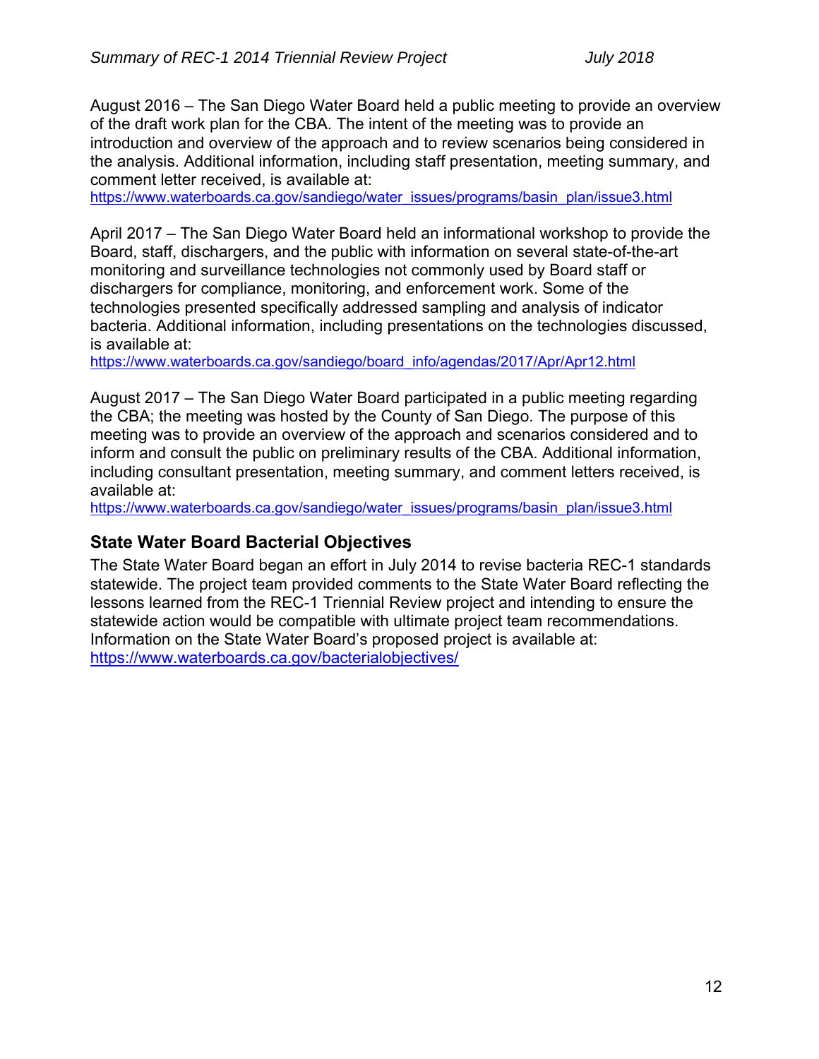August 2016 – The San Diego Water Board held a public meeting to provide an overview of the draft work plan for the CBA. The intent of the meeting was to provide an introduction and overview of the approach and to review scenarios being considered in the analysis. Additional information, including staff presentation, meeting summary, and comment letter received, is available at:
https://www.waterboards.ca.gov/sandiego/water_issues/programs/basin_plan/issue3.html

April 2017 – The San Diego Water Board held an informational workshop to provide the Board, staff, dischargers, and the public with information on several state-of-the-art monitoring and surveillance technologies not commonly used by Board staff or dischargers for compliance, monitoring, and enforcement work. Some of the technologies presented specifically addressed sampling and analysis of indicator bacteria. Additional information, including presentations on the technologies discussed, is available at:
https://www.waterboards.ca.gov/sandiego/board_info/agendas/2017/Apr/Apr12.html

August 2017 – The San Diego Water Board participated in a public meeting regarding the CBA; the meeting was hosted by the County of San Diego. The purpose of this meeting was to provide an overview of the approach and scenarios considered and to inform and consult the public on preliminary results of the CBA. Additional information, including consultant presentation, meeting summary, and comment letters received, is available at:
https://www.waterboards.ca.gov/sandiego/water_issues/programs/basin_plan/issue3.html

## State Water Board Bacterial Objectives

The State Water Board began an effort in July 2014 to revise bacteria REC-1 standards statewide. The project team provided comments to the State Water Board reflecting the lessons learned from the REC-1 Triennial Review project and intending to ensure the statewide action would be compatible with ultimate project team recommendations. Information on the State Water Board's proposed project is available at:
https://www.waterboards.ca.gov/bacterialobjectives/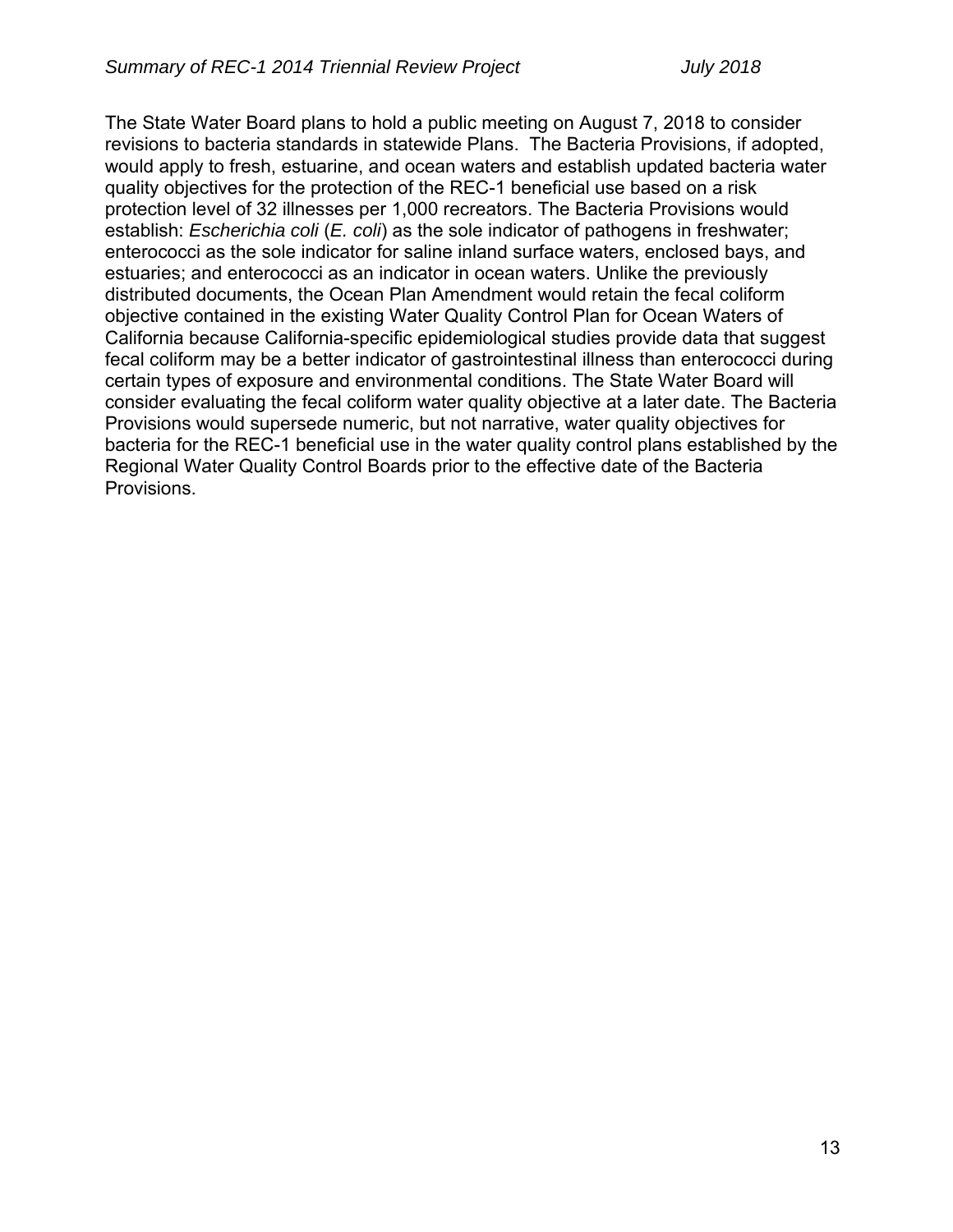The State Water Board plans to hold a public meeting on August 7, 2018 to consider revisions to bacteria standards in statewide Plans. The Bacteria Provisions, if adopted, would apply to fresh, estuarine, and ocean waters and establish updated bacteria water quality objectives for the protection of the REC-1 beneficial use based on a risk protection level of 32 illnesses per 1,000 recreators. The Bacteria Provisions would establish: *Escherichia coli* (*E. coli*) as the sole indicator of pathogens in freshwater; enterococci as the sole indicator for saline inland surface waters, enclosed bays, and estuaries; and enterococci as an indicator in ocean waters. Unlike the previously distributed documents, the Ocean Plan Amendment would retain the fecal coliform objective contained in the existing Water Quality Control Plan for Ocean Waters of California because California-specific epidemiological studies provide data that suggest fecal coliform may be a better indicator of gastrointestinal illness than enterococci during certain types of exposure and environmental conditions. The State Water Board will consider evaluating the fecal coliform water quality objective at a later date. The Bacteria Provisions would supersede numeric, but not narrative, water quality objectives for bacteria for the REC-1 beneficial use in the water quality control plans established by the Regional Water Quality Control Boards prior to the effective date of the Bacteria Provisions.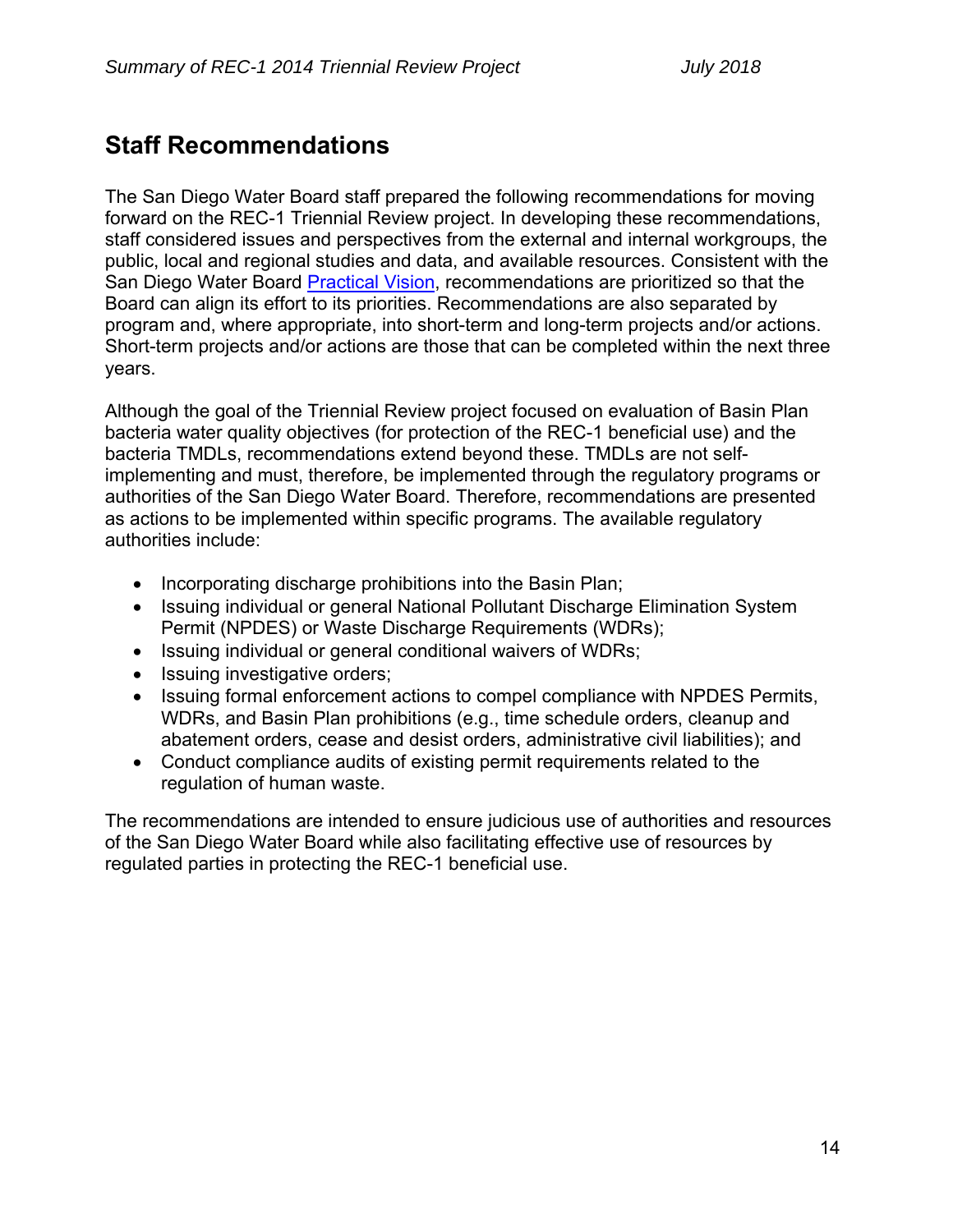## Staff Recommendations

The San Diego Water Board staff prepared the following recommendations for moving forward on the REC-1 Triennial Review project. In developing these recommendations, staff considered issues and perspectives from the external and internal workgroups, the public, local and regional studies and data, and available resources. Consistent with the San Diego Water Board Practical Vision, recommendations are prioritized so that the Board can align its effort to its priorities. Recommendations are also separated by program and, where appropriate, into short-term and long-term projects and/or actions. Short-term projects and/or actions are those that can be completed within the next three years.

Although the goal of the Triennial Review project focused on evaluation of Basin Plan bacteria water quality objectives (for protection of the REC-1 beneficial use) and the bacteria TMDLs, recommendations extend beyond these. TMDLs are not self-implementing and must, therefore, be implemented through the regulatory programs or authorities of the San Diego Water Board. Therefore, recommendations are presented as actions to be implemented within specific programs. The available regulatory authorities include:

- Incorporating discharge prohibitions into the Basin Plan;
- Issuing individual or general National Pollutant Discharge Elimination System Permit (NPDES) or Waste Discharge Requirements (WDRs);
- Issuing individual or general conditional waivers of WDRs;
- Issuing investigative orders;
- Issuing formal enforcement actions to compel compliance with NPDES Permits, WDRs, and Basin Plan prohibitions (e.g., time schedule orders, cleanup and abatement orders, cease and desist orders, administrative civil liabilities); and
- Conduct compliance audits of existing permit requirements related to the regulation of human waste.

The recommendations are intended to ensure judicious use of authorities and resources of the San Diego Water Board while also facilitating effective use of resources by regulated parties in protecting the REC-1 beneficial use.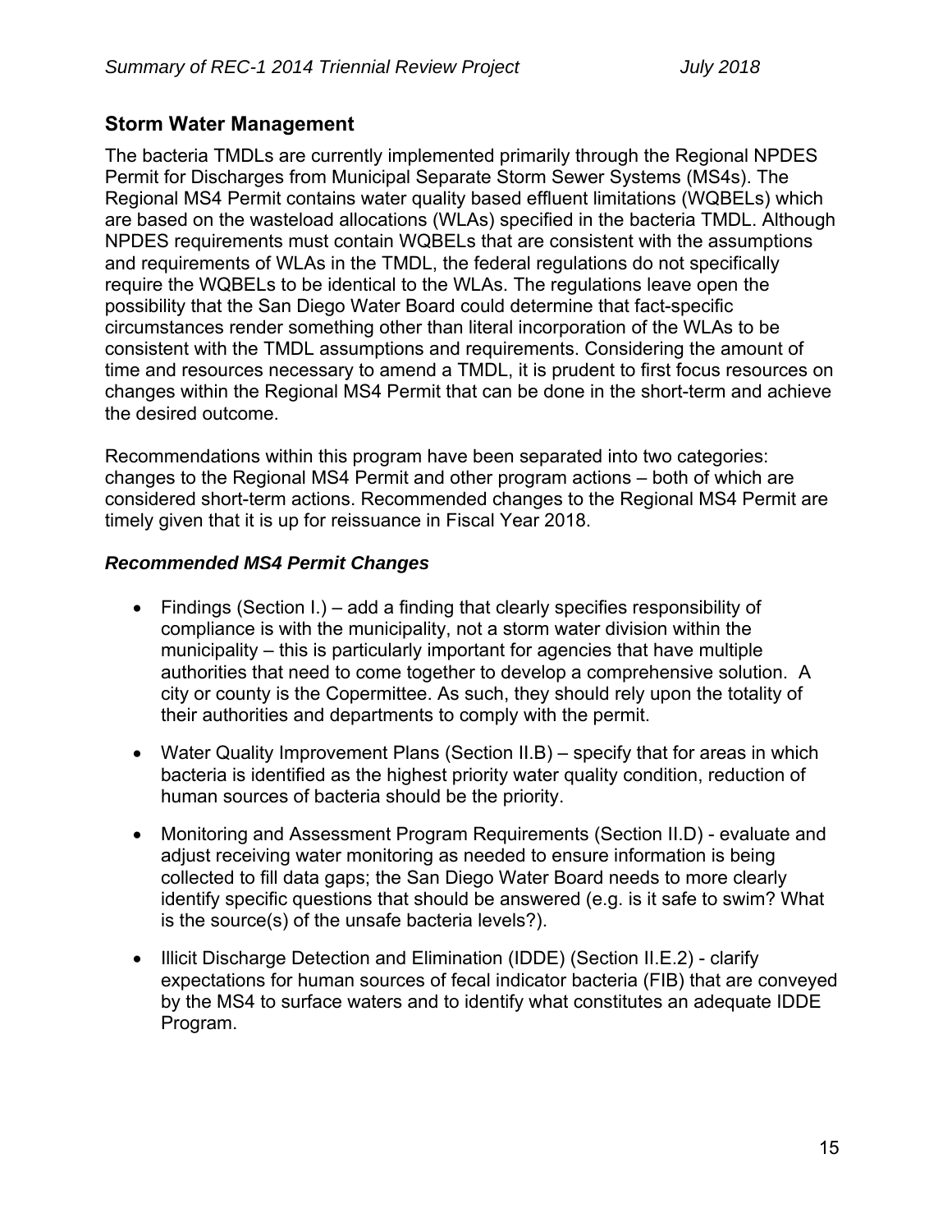## Storm Water Management

The bacteria TMDLs are currently implemented primarily through the Regional NPDES Permit for Discharges from Municipal Separate Storm Sewer Systems (MS4s). The Regional MS4 Permit contains water quality based effluent limitations (WQBELs) which are based on the wasteload allocations (WLAs) specified in the bacteria TMDL. Although NPDES requirements must contain WQBELs that are consistent with the assumptions and requirements of WLAs in the TMDL, the federal regulations do not specifically require the WQBELs to be identical to the WLAs. The regulations leave open the possibility that the San Diego Water Board could determine that fact-specific circumstances render something other than literal incorporation of the WLAs to be consistent with the TMDL assumptions and requirements. Considering the amount of time and resources necessary to amend a TMDL, it is prudent to first focus resources on changes within the Regional MS4 Permit that can be done in the short-term and achieve the desired outcome.

Recommendations within this program have been separated into two categories: changes to the Regional MS4 Permit and other program actions – both of which are considered short-term actions. Recommended changes to the Regional MS4 Permit are timely given that it is up for reissuance in Fiscal Year 2018.

### *Recommended MS4 Permit Changes*

- Findings (Section I.) – add a finding that clearly specifies responsibility of compliance is with the municipality, not a storm water division within the municipality – this is particularly important for agencies that have multiple authorities that need to come together to develop a comprehensive solution. A city or county is the Copermittee. As such, they should rely upon the totality of their authorities and departments to comply with the permit.
- Water Quality Improvement Plans (Section II.B) – specify that for areas in which bacteria is identified as the highest priority water quality condition, reduction of human sources of bacteria should be the priority.
- Monitoring and Assessment Program Requirements (Section II.D) - evaluate and adjust receiving water monitoring as needed to ensure information is being collected to fill data gaps; the San Diego Water Board needs to more clearly identify specific questions that should be answered (e.g. is it safe to swim? What is the source(s) of the unsafe bacteria levels?).
- Illicit Discharge Detection and Elimination (IDDE) (Section II.E.2) - clarify expectations for human sources of fecal indicator bacteria (FIB) that are conveyed by the MS4 to surface waters and to identify what constitutes an adequate IDDE Program.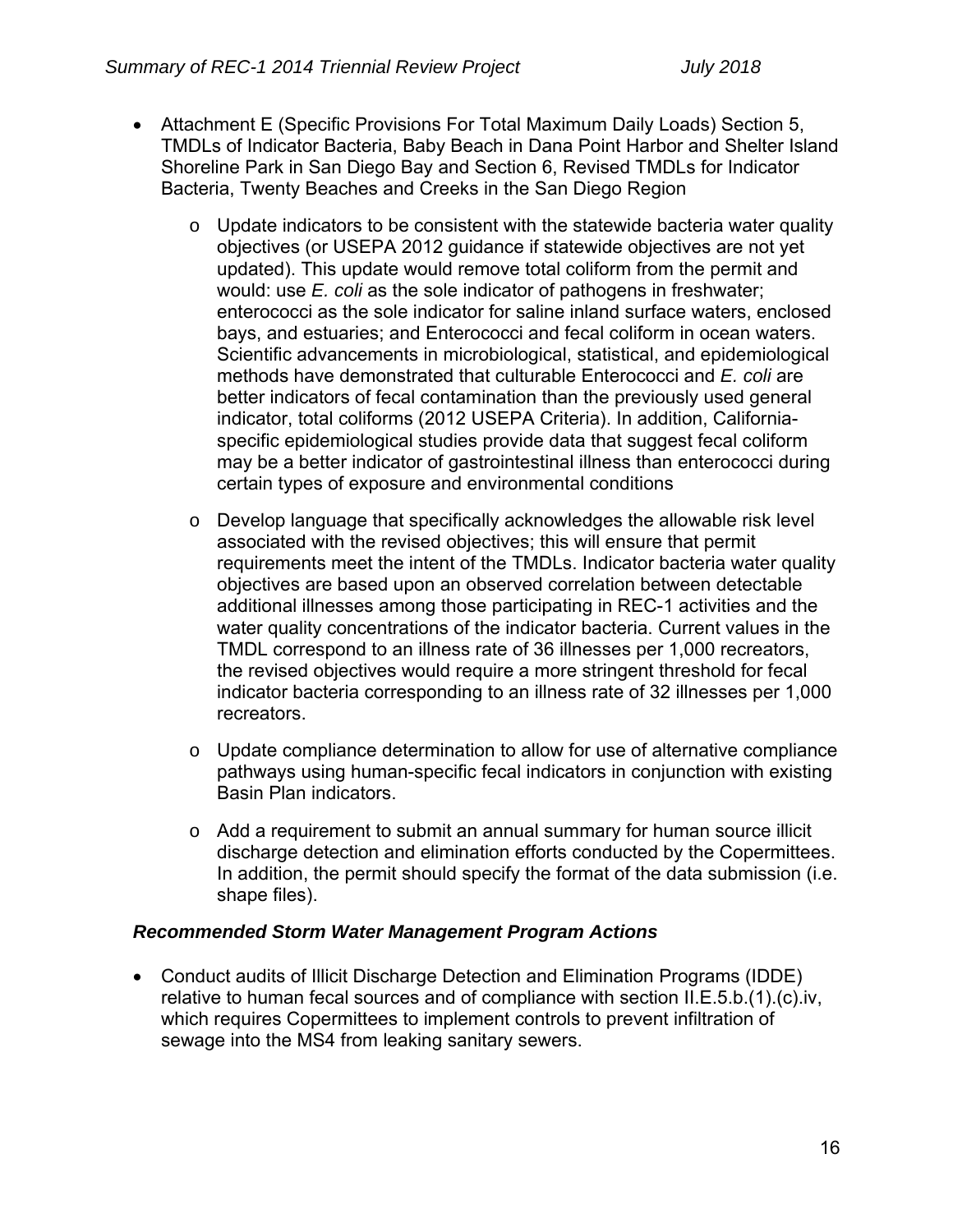- Attachment E (Specific Provisions For Total Maximum Daily Loads) Section 5, TMDLs of Indicator Bacteria, Baby Beach in Dana Point Harbor and Shelter Island Shoreline Park in San Diego Bay and Section 6, Revised TMDLs for Indicator Bacteria, Twenty Beaches and Creeks in the San Diego Region
    - Update indicators to be consistent with the statewide bacteria water quality objectives (or USEPA 2012 guidance if statewide objectives are not yet updated). This update would remove total coliform from the permit and would: use *E. coli* as the sole indicator of pathogens in freshwater; enterococci as the sole indicator for saline inland surface waters, enclosed bays, and estuaries; and Enterococci and fecal coliform in ocean waters. Scientific advancements in microbiological, statistical, and epidemiological methods have demonstrated that culturable Enterococci and *E. coli* are better indicators of fecal contamination than the previously used general indicator, total coliforms (2012 USEPA Criteria). In addition, California-specific epidemiological studies provide data that suggest fecal coliform may be a better indicator of gastrointestinal illness than enterococci during certain types of exposure and environmental conditions
    - Develop language that specifically acknowledges the allowable risk level associated with the revised objectives; this will ensure that permit requirements meet the intent of the TMDLs. Indicator bacteria water quality objectives are based upon an observed correlation between detectable additional illnesses among those participating in REC-1 activities and the water quality concentrations of the indicator bacteria. Current values in the TMDL correspond to an illness rate of 36 illnesses per 1,000 recreators, the revised objectives would require a more stringent threshold for fecal indicator bacteria corresponding to an illness rate of 32 illnesses per 1,000 recreators.
    - Update compliance determination to allow for use of alternative compliance pathways using human-specific fecal indicators in conjunction with existing Basin Plan indicators.
    - Add a requirement to submit an annual summary for human source illicit discharge detection and elimination efforts conducted by the Copermittees. In addition, the permit should specify the format of the data submission (i.e. shape files).

***Recommended Storm Water Management Program Actions***

- Conduct audits of Illicit Discharge Detection and Elimination Programs (IDDE) relative to human fecal sources and of compliance with section II.E.5.b.(1).(c).iv, which requires Copermittees to implement controls to prevent infiltration of sewage into the MS4 from leaking sanitary sewers.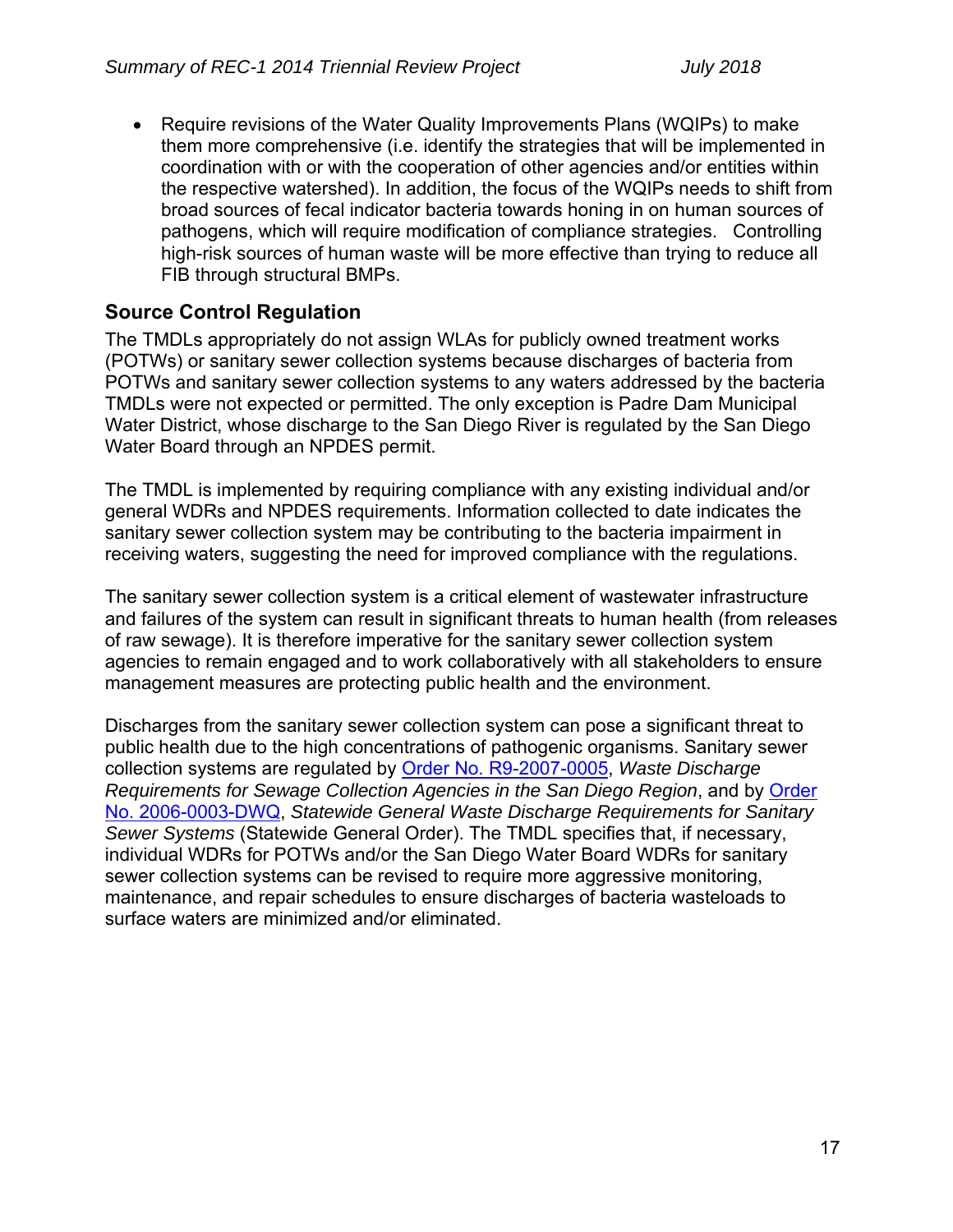- Require revisions of the Water Quality Improvements Plans (WQIPs) to make them more comprehensive (i.e. identify the strategies that will be implemented in coordination with or with the cooperation of other agencies and/or entities within the respective watershed). In addition, the focus of the WQIPs needs to shift from broad sources of fecal indicator bacteria towards honing in on human sources of pathogens, which will require modification of compliance strategies. Controlling high-risk sources of human waste will be more effective than trying to reduce all FIB through structural BMPs.

## Source Control Regulation

The TMDLs appropriately do not assign WLAs for publicly owned treatment works (POTWs) or sanitary sewer collection systems because discharges of bacteria from POTWs and sanitary sewer collection systems to any waters addressed by the bacteria TMDLs were not expected or permitted. The only exception is Padre Dam Municipal Water District, whose discharge to the San Diego River is regulated by the San Diego Water Board through an NPDES permit.

The TMDL is implemented by requiring compliance with any existing individual and/or general WDRs and NPDES requirements. Information collected to date indicates the sanitary sewer collection system may be contributing to the bacteria impairment in receiving waters, suggesting the need for improved compliance with the regulations.

The sanitary sewer collection system is a critical element of wastewater infrastructure and failures of the system can result in significant threats to human health (from releases of raw sewage). It is therefore imperative for the sanitary sewer collection system agencies to remain engaged and to work collaboratively with all stakeholders to ensure management measures are protecting public health and the environment.

Discharges from the sanitary sewer collection system can pose a significant threat to public health due to the high concentrations of pathogenic organisms. Sanitary sewer collection systems are regulated by Order No. R9-2007-0005, *Waste Discharge Requirements for Sewage Collection Agencies in the San Diego Region*, and by Order No. 2006-0003-DWQ, *Statewide General Waste Discharge Requirements for Sanitary Sewer Systems* (Statewide General Order). The TMDL specifies that, if necessary, individual WDRs for POTWs and/or the San Diego Water Board WDRs for sanitary sewer collection systems can be revised to require more aggressive monitoring, maintenance, and repair schedules to ensure discharges of bacteria wasteloads to surface waters are minimized and/or eliminated.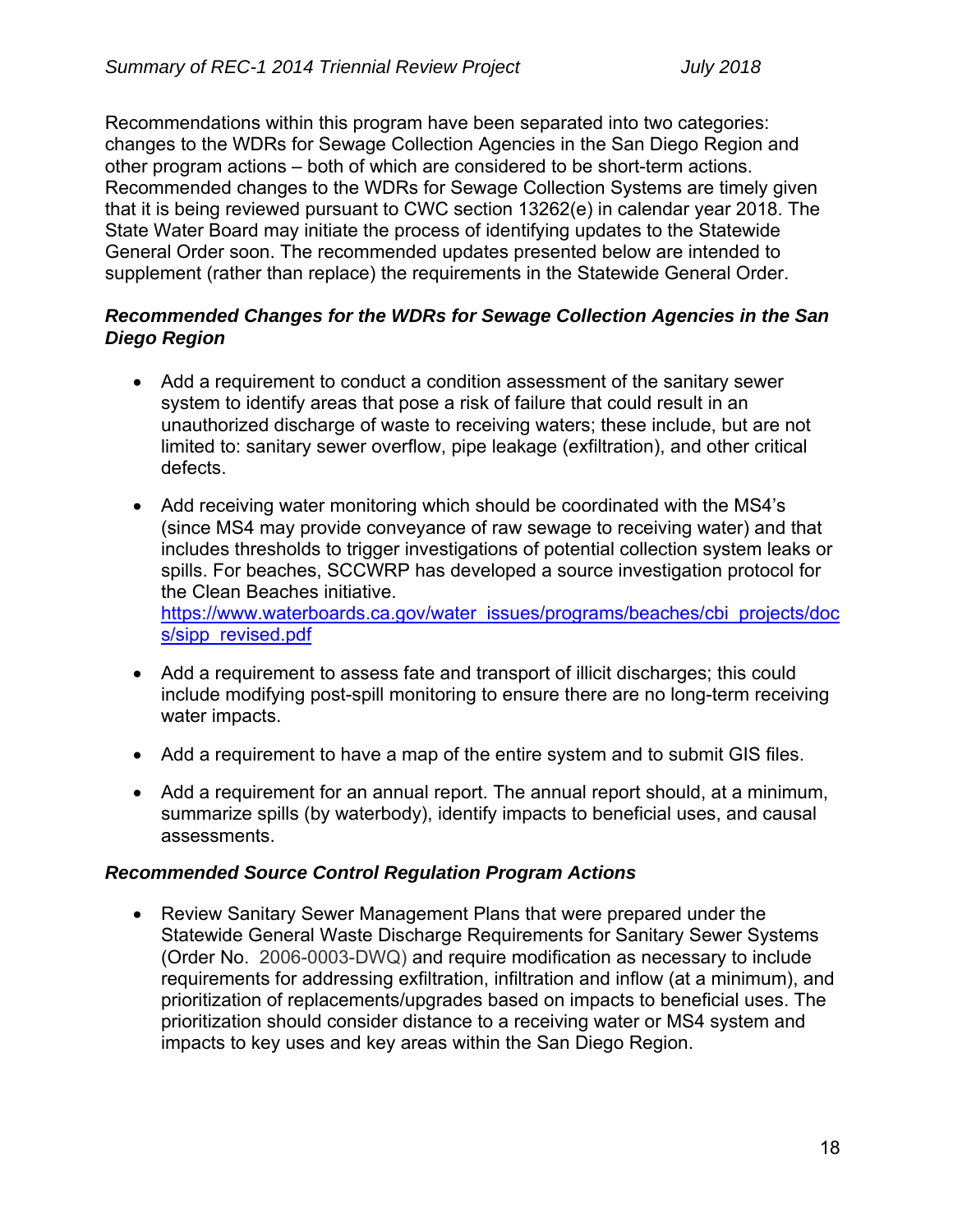Recommendations within this program have been separated into two categories: changes to the WDRs for Sewage Collection Agencies in the San Diego Region and other program actions – both of which are considered to be short-term actions. Recommended changes to the WDRs for Sewage Collection Systems are timely given that it is being reviewed pursuant to CWC section 13262(e) in calendar year 2018. The State Water Board may initiate the process of identifying updates to the Statewide General Order soon. The recommended updates presented below are intended to supplement (rather than replace) the requirements in the Statewide General Order.

***Recommended Changes for the WDRs for Sewage Collection Agencies in the San Diego Region***

- Add a requirement to conduct a condition assessment of the sanitary sewer system to identify areas that pose a risk of failure that could result in an unauthorized discharge of waste to receiving waters; these include, but are not limited to: sanitary sewer overflow, pipe leakage (exfiltration), and other critical defects.
- Add receiving water monitoring which should be coordinated with the MS4's (since MS4 may provide conveyance of raw sewage to receiving water) and that includes thresholds to trigger investigations of potential collection system leaks or spills. For beaches, SCCWRP has developed a source investigation protocol for the Clean Beaches initiative. https://www.waterboards.ca.gov/water_issues/programs/beaches/cbi_projects/docs/sipp_revised.pdf
- Add a requirement to assess fate and transport of illicit discharges; this could include modifying post-spill monitoring to ensure there are no long-term receiving water impacts.
- Add a requirement to have a map of the entire system and to submit GIS files.
- Add a requirement for an annual report. The annual report should, at a minimum, summarize spills (by waterbody), identify impacts to beneficial uses, and causal assessments.

***Recommended Source Control Regulation Program Actions***

- Review Sanitary Sewer Management Plans that were prepared under the Statewide General Waste Discharge Requirements for Sanitary Sewer Systems (Order No. 2006-0003-DWQ) and require modification as necessary to include requirements for addressing exfiltration, infiltration and inflow (at a minimum), and prioritization of replacements/upgrades based on impacts to beneficial uses. The prioritization should consider distance to a receiving water or MS4 system and impacts to key uses and key areas within the San Diego Region.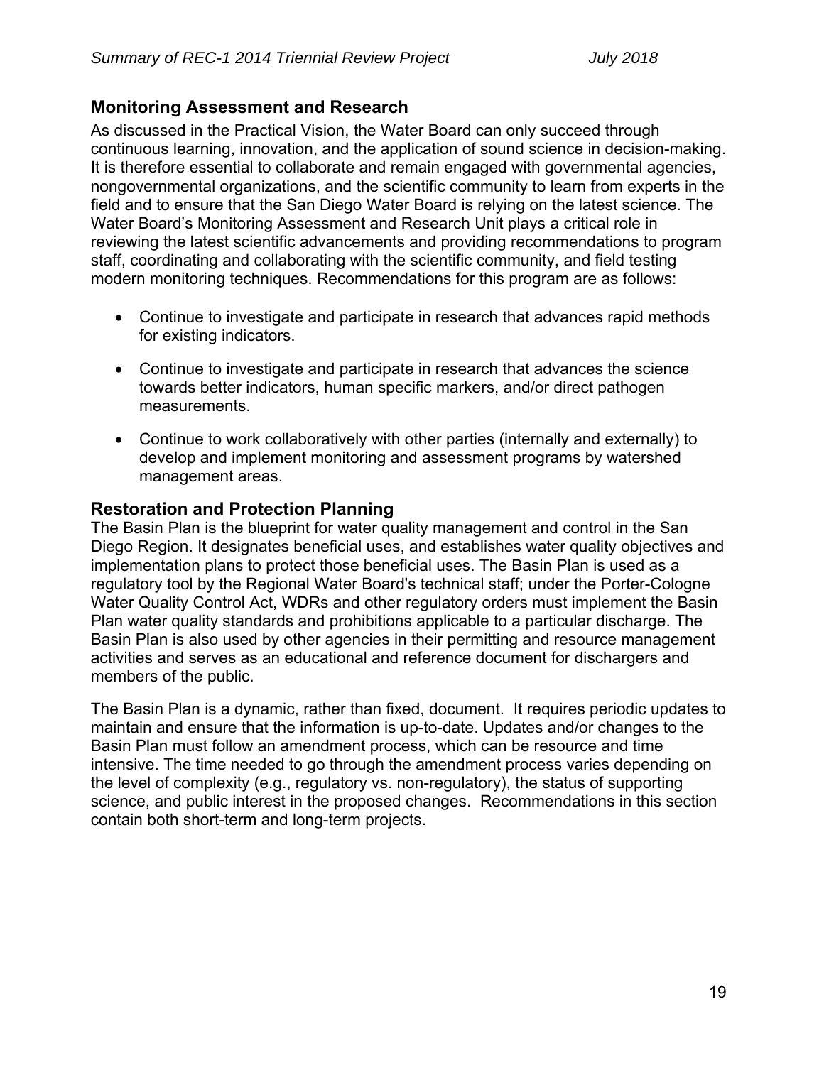## Monitoring Assessment and Research

As discussed in the Practical Vision, the Water Board can only succeed through continuous learning, innovation, and the application of sound science in decision-making. It is therefore essential to collaborate and remain engaged with governmental agencies, nongovernmental organizations, and the scientific community to learn from experts in the field and to ensure that the San Diego Water Board is relying on the latest science. The Water Board's Monitoring Assessment and Research Unit plays a critical role in reviewing the latest scientific advancements and providing recommendations to program staff, coordinating and collaborating with the scientific community, and field testing modern monitoring techniques. Recommendations for this program are as follows:

- Continue to investigate and participate in research that advances rapid methods for existing indicators.
- Continue to investigate and participate in research that advances the science towards better indicators, human specific markers, and/or direct pathogen measurements.
- Continue to work collaboratively with other parties (internally and externally) to develop and implement monitoring and assessment programs by watershed management areas.

## Restoration and Protection Planning

The Basin Plan is the blueprint for water quality management and control in the San Diego Region. It designates beneficial uses, and establishes water quality objectives and implementation plans to protect those beneficial uses. The Basin Plan is used as a regulatory tool by the Regional Water Board's technical staff; under the Porter-Cologne Water Quality Control Act, WDRs and other regulatory orders must implement the Basin Plan water quality standards and prohibitions applicable to a particular discharge. The Basin Plan is also used by other agencies in their permitting and resource management activities and serves as an educational and reference document for dischargers and members of the public.

The Basin Plan is a dynamic, rather than fixed, document. It requires periodic updates to maintain and ensure that the information is up-to-date. Updates and/or changes to the Basin Plan must follow an amendment process, which can be resource and time intensive. The time needed to go through the amendment process varies depending on the level of complexity (e.g., regulatory vs. non-regulatory), the status of supporting science, and public interest in the proposed changes. Recommendations in this section contain both short-term and long-term projects.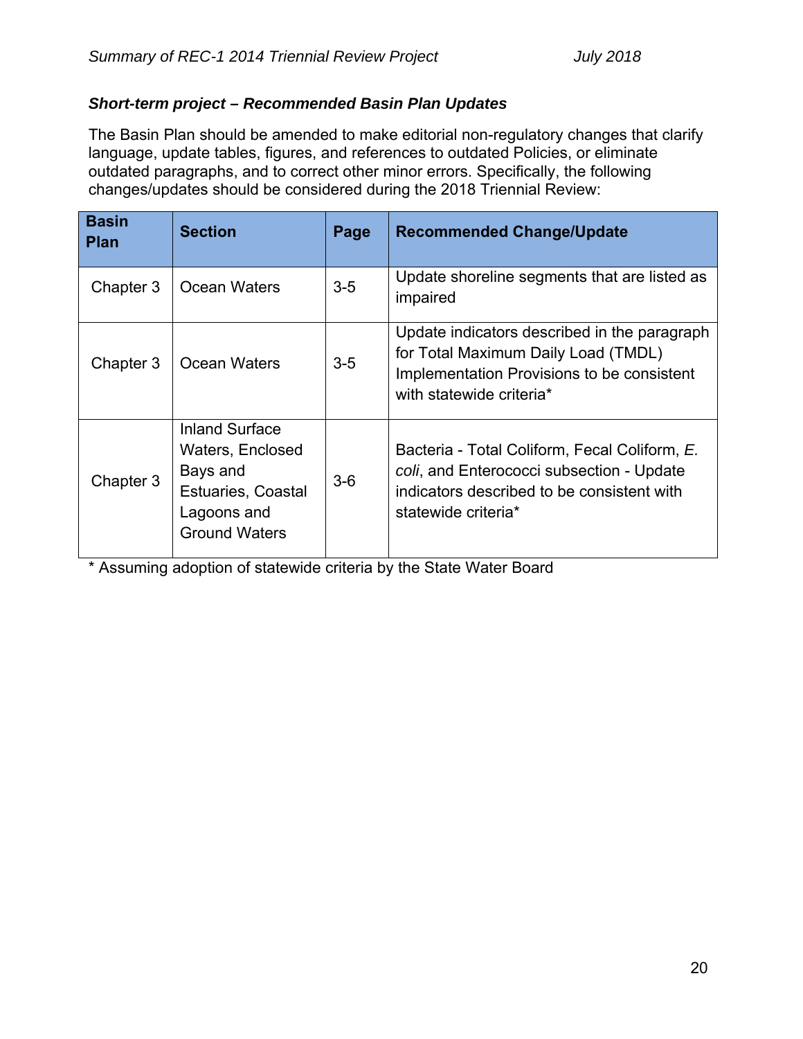### *Short-term project – Recommended Basin Plan Updates*

The Basin Plan should be amended to make editorial non-regulatory changes that clarify language, update tables, figures, and references to outdated Policies, or eliminate outdated paragraphs, and to correct other minor errors. Specifically, the following changes/updates should be considered during the 2018 Triennial Review:

| Basin Plan | Section | Page | Recommended Change/Update |
|---|---|---|---|
| Chapter 3 | Ocean Waters | 3-5 | Update shoreline segments that are listed as impaired |
| Chapter 3 | Ocean Waters | 3-5 | Update indicators described in the paragraph for Total Maximum Daily Load (TMDL) Implementation Provisions to be consistent with statewide criteria* |
| Chapter 3 | Inland Surface Waters, Enclosed Bays and Estuaries, Coastal Lagoons and Ground Waters | 3-6 | Bacteria - Total Coliform, Fecal Coliform, *E. coli*, and Enterococci subsection - Update indicators described to be consistent with statewide criteria* |

* Assuming adoption of statewide criteria by the State Water Board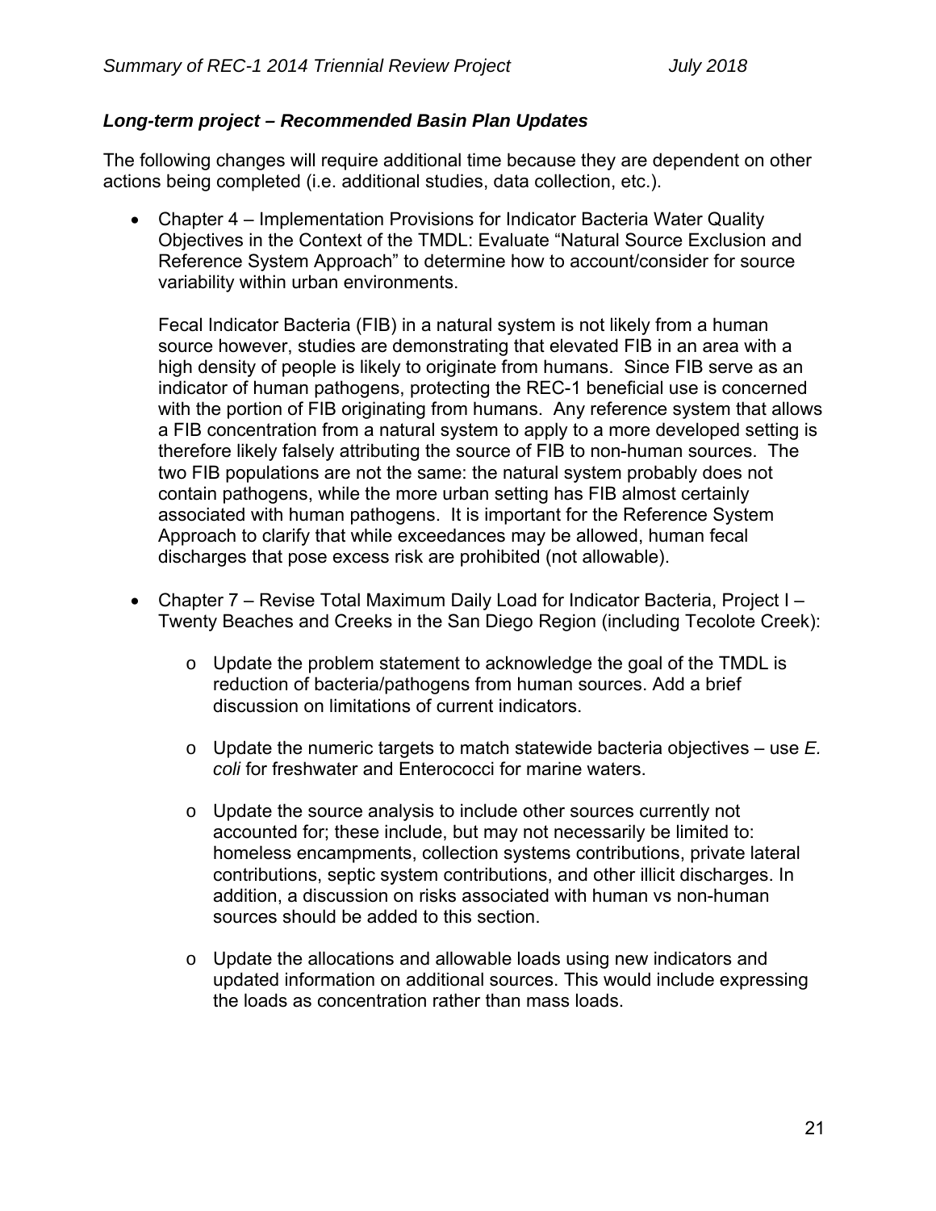***Long-term project – Recommended Basin Plan Updates***

The following changes will require additional time because they are dependent on other actions being completed (i.e. additional studies, data collection, etc.).

- Chapter 4 – Implementation Provisions for Indicator Bacteria Water Quality Objectives in the Context of the TMDL: Evaluate “Natural Source Exclusion and Reference System Approach” to determine how to account/consider for source variability within urban environments.

  Fecal Indicator Bacteria (FIB) in a natural system is not likely from a human source however, studies are demonstrating that elevated FIB in an area with a high density of people is likely to originate from humans. Since FIB serve as an indicator of human pathogens, protecting the REC-1 beneficial use is concerned with the portion of FIB originating from humans. Any reference system that allows a FIB concentration from a natural system to apply to a more developed setting is therefore likely falsely attributing the source of FIB to non-human sources. The two FIB populations are not the same: the natural system probably does not contain pathogens, while the more urban setting has FIB almost certainly associated with human pathogens. It is important for the Reference System Approach to clarify that while exceedances may be allowed, human fecal discharges that pose excess risk are prohibited (not allowable).

- Chapter 7 – Revise Total Maximum Daily Load for Indicator Bacteria, Project I – Twenty Beaches and Creeks in the San Diego Region (including Tecolote Creek):

  - Update the problem statement to acknowledge the goal of the TMDL is reduction of bacteria/pathogens from human sources. Add a brief discussion on limitations of current indicators.

  - Update the numeric targets to match statewide bacteria objectives – use *E. coli* for freshwater and Enterococci for marine waters.

  - Update the source analysis to include other sources currently not accounted for; these include, but may not necessarily be limited to: homeless encampments, collection systems contributions, private lateral contributions, septic system contributions, and other illicit discharges. In addition, a discussion on risks associated with human vs non-human sources should be added to this section.

  - Update the allocations and allowable loads using new indicators and updated information on additional sources. This would include expressing the loads as concentration rather than mass loads.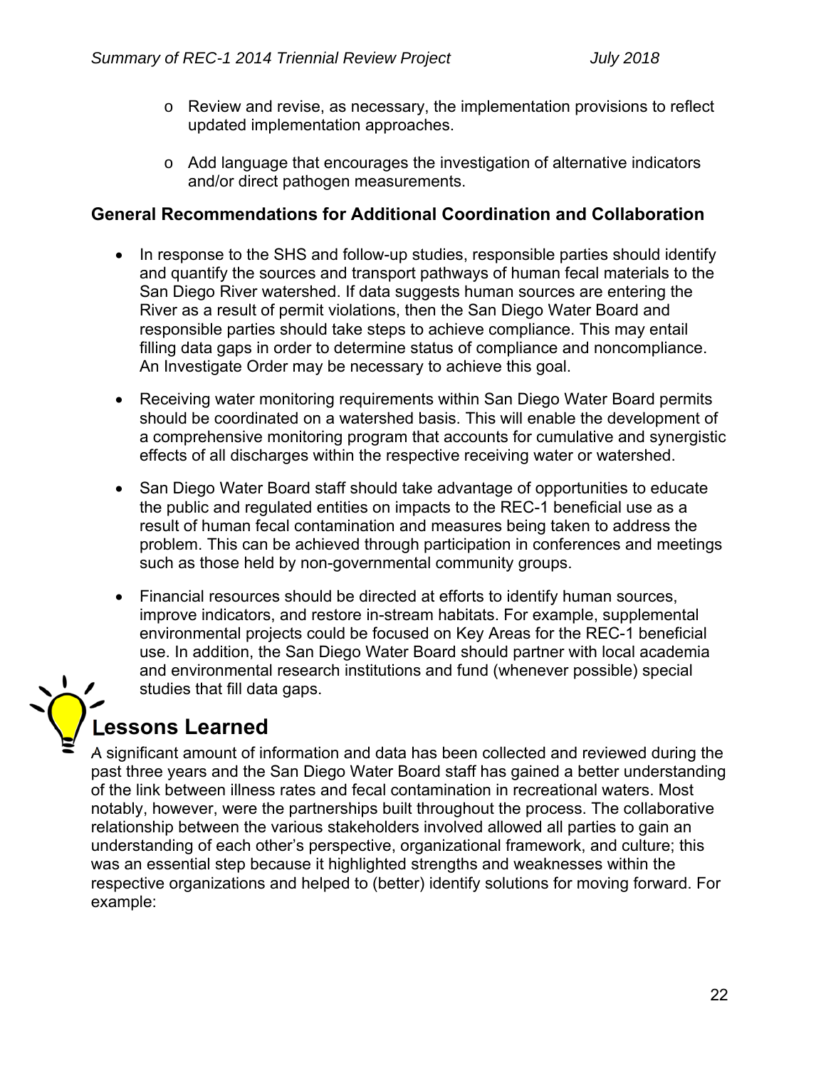- Review and revise, as necessary, the implementation provisions to reflect updated implementation approaches.

- Add language that encourages the investigation of alternative indicators and/or direct pathogen measurements.

**General Recommendations for Additional Coordination and Collaboration**

- In response to the SHS and follow-up studies, responsible parties should identify and quantify the sources and transport pathways of human fecal materials to the San Diego River watershed. If data suggests human sources are entering the River as a result of permit violations, then the San Diego Water Board and responsible parties should take steps to achieve compliance. This may entail filling data gaps in order to determine status of compliance and noncompliance. An Investigate Order may be necessary to achieve this goal.

- Receiving water monitoring requirements within San Diego Water Board permits should be coordinated on a watershed basis. This will enable the development of a comprehensive monitoring program that accounts for cumulative and synergistic effects of all discharges within the respective receiving water or watershed.

- San Diego Water Board staff should take advantage of opportunities to educate the public and regulated entities on impacts to the REC-1 beneficial use as a result of human fecal contamination and measures being taken to address the problem. This can be achieved through participation in conferences and meetings such as those held by non-governmental community groups.

- Financial resources should be directed at efforts to identify human sources, improve indicators, and restore in-stream habitats. For example, supplemental environmental projects could be focused on Key Areas for the REC-1 beneficial use. In addition, the San Diego Water Board should partner with local academia and environmental research institutions and fund (whenever possible) special studies that fill data gaps.

## Lessons Learned

A significant amount of information and data has been collected and reviewed during the past three years and the San Diego Water Board staff has gained a better understanding of the link between illness rates and fecal contamination in recreational waters. Most notably, however, were the partnerships built throughout the process. The collaborative relationship between the various stakeholders involved allowed all parties to gain an understanding of each other's perspective, organizational framework, and culture; this was an essential step because it highlighted strengths and weaknesses within the respective organizations and helped to (better) identify solutions for moving forward. For example: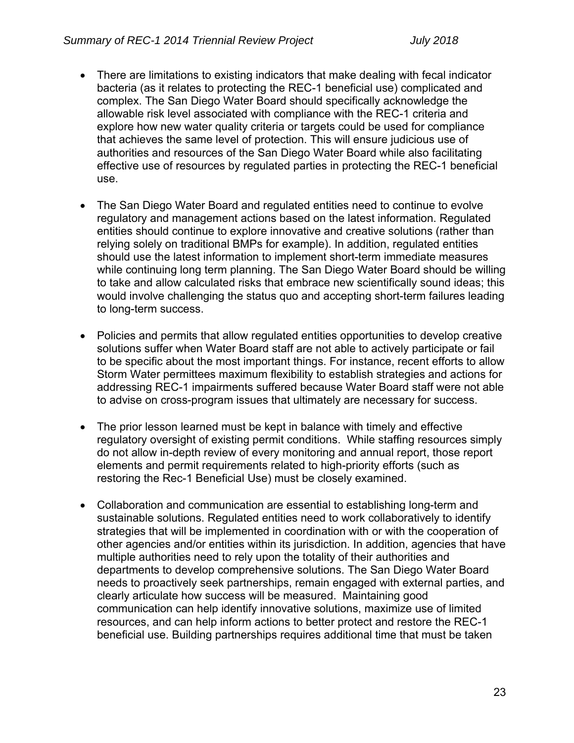- There are limitations to existing indicators that make dealing with fecal indicator bacteria (as it relates to protecting the REC-1 beneficial use) complicated and complex. The San Diego Water Board should specifically acknowledge the allowable risk level associated with compliance with the REC-1 criteria and explore how new water quality criteria or targets could be used for compliance that achieves the same level of protection. This will ensure judicious use of authorities and resources of the San Diego Water Board while also facilitating effective use of resources by regulated parties in protecting the REC-1 beneficial use.

- The San Diego Water Board and regulated entities need to continue to evolve regulatory and management actions based on the latest information. Regulated entities should continue to explore innovative and creative solutions (rather than relying solely on traditional BMPs for example). In addition, regulated entities should use the latest information to implement short-term immediate measures while continuing long term planning. The San Diego Water Board should be willing to take and allow calculated risks that embrace new scientifically sound ideas; this would involve challenging the status quo and accepting short-term failures leading to long-term success.

- Policies and permits that allow regulated entities opportunities to develop creative solutions suffer when Water Board staff are not able to actively participate or fail to be specific about the most important things. For instance, recent efforts to allow Storm Water permittees maximum flexibility to establish strategies and actions for addressing REC-1 impairments suffered because Water Board staff were not able to advise on cross-program issues that ultimately are necessary for success.

- The prior lesson learned must be kept in balance with timely and effective regulatory oversight of existing permit conditions. While staffing resources simply do not allow in-depth review of every monitoring and annual report, those report elements and permit requirements related to high-priority efforts (such as restoring the Rec-1 Beneficial Use) must be closely examined.

- Collaboration and communication are essential to establishing long-term and sustainable solutions. Regulated entities need to work collaboratively to identify strategies that will be implemented in coordination with or with the cooperation of other agencies and/or entities within its jurisdiction. In addition, agencies that have multiple authorities need to rely upon the totality of their authorities and departments to develop comprehensive solutions. The San Diego Water Board needs to proactively seek partnerships, remain engaged with external parties, and clearly articulate how success will be measured. Maintaining good communication can help identify innovative solutions, maximize use of limited resources, and can help inform actions to better protect and restore the REC-1 beneficial use. Building partnerships requires additional time that must be taken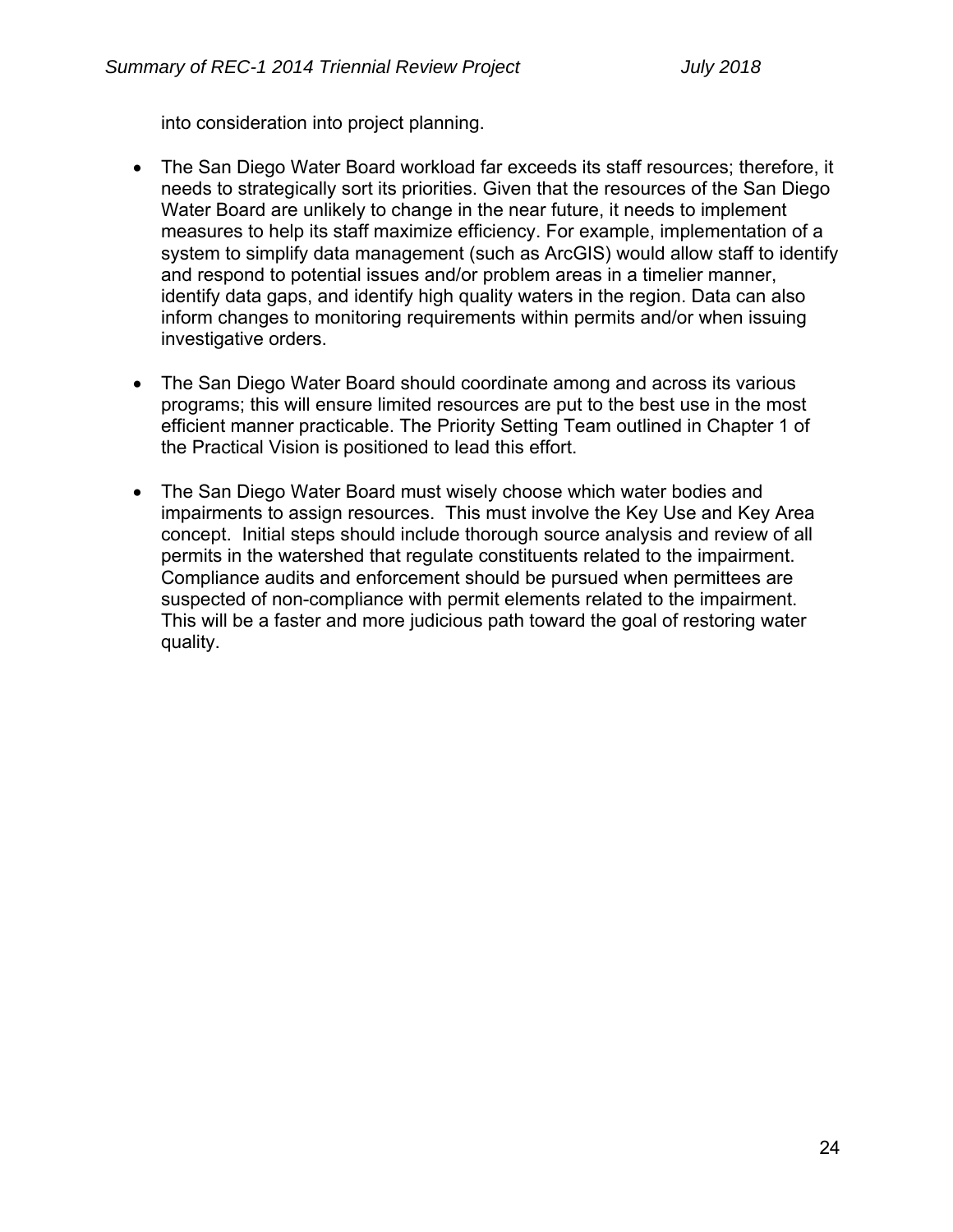into consideration into project planning.

- The San Diego Water Board workload far exceeds its staff resources; therefore, it needs to strategically sort its priorities. Given that the resources of the San Diego Water Board are unlikely to change in the near future, it needs to implement measures to help its staff maximize efficiency. For example, implementation of a system to simplify data management (such as ArcGIS) would allow staff to identify and respond to potential issues and/or problem areas in a timelier manner, identify data gaps, and identify high quality waters in the region. Data can also inform changes to monitoring requirements within permits and/or when issuing investigative orders.

- The San Diego Water Board should coordinate among and across its various programs; this will ensure limited resources are put to the best use in the most efficient manner practicable. The Priority Setting Team outlined in Chapter 1 of the Practical Vision is positioned to lead this effort.

- The San Diego Water Board must wisely choose which water bodies and impairments to assign resources. This must involve the Key Use and Key Area concept. Initial steps should include thorough source analysis and review of all permits in the watershed that regulate constituents related to the impairment. Compliance audits and enforcement should be pursued when permittees are suspected of non-compliance with permit elements related to the impairment. This will be a faster and more judicious path toward the goal of restoring water quality.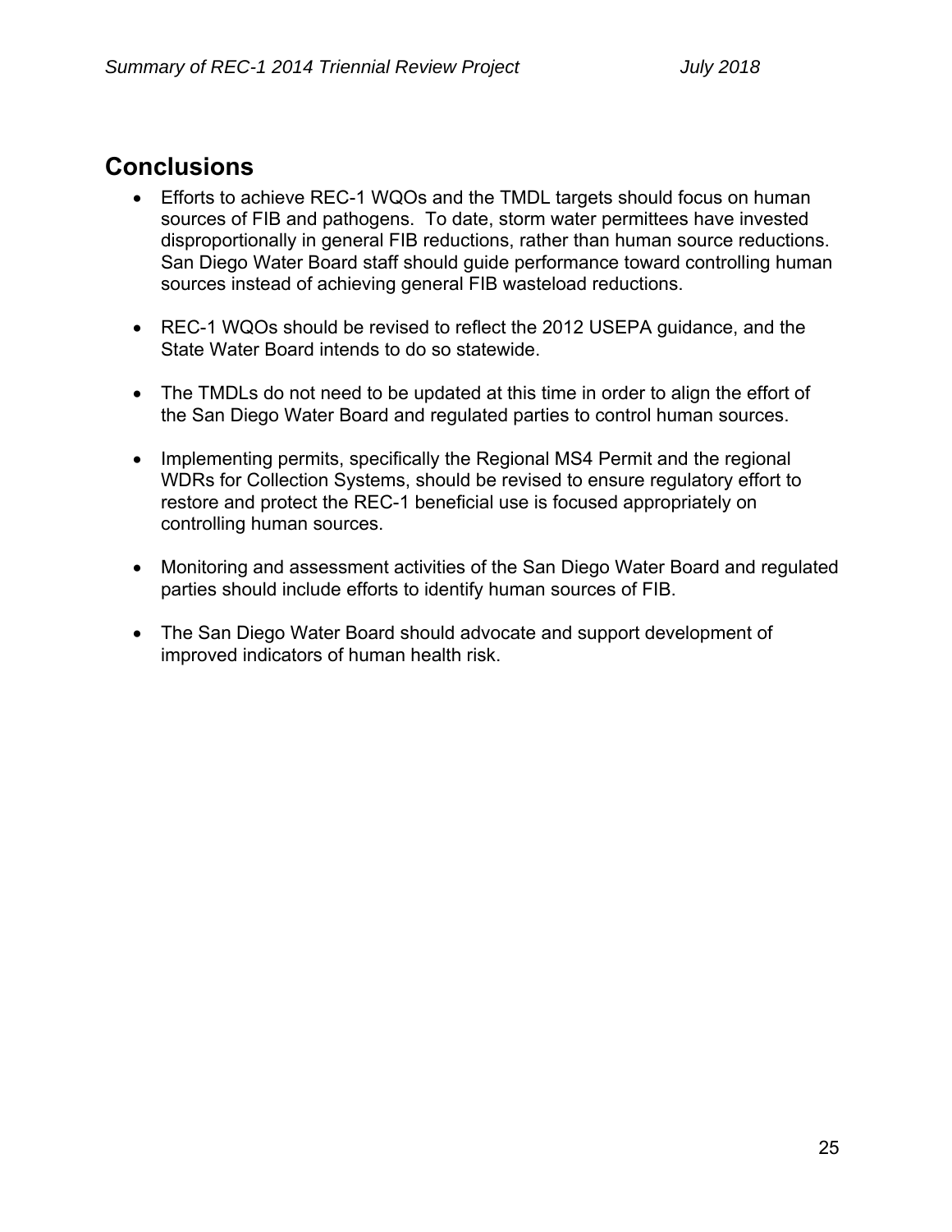## Conclusions

- Efforts to achieve REC-1 WQOs and the TMDL targets should focus on human sources of FIB and pathogens. To date, storm water permittees have invested disproportionally in general FIB reductions, rather than human source reductions. San Diego Water Board staff should guide performance toward controlling human sources instead of achieving general FIB wasteload reductions.

- REC-1 WQOs should be revised to reflect the 2012 USEPA guidance, and the State Water Board intends to do so statewide.

- The TMDLs do not need to be updated at this time in order to align the effort of the San Diego Water Board and regulated parties to control human sources.

- Implementing permits, specifically the Regional MS4 Permit and the regional WDRs for Collection Systems, should be revised to ensure regulatory effort to restore and protect the REC-1 beneficial use is focused appropriately on controlling human sources.

- Monitoring and assessment activities of the San Diego Water Board and regulated parties should include efforts to identify human sources of FIB.

- The San Diego Water Board should advocate and support development of improved indicators of human health risk.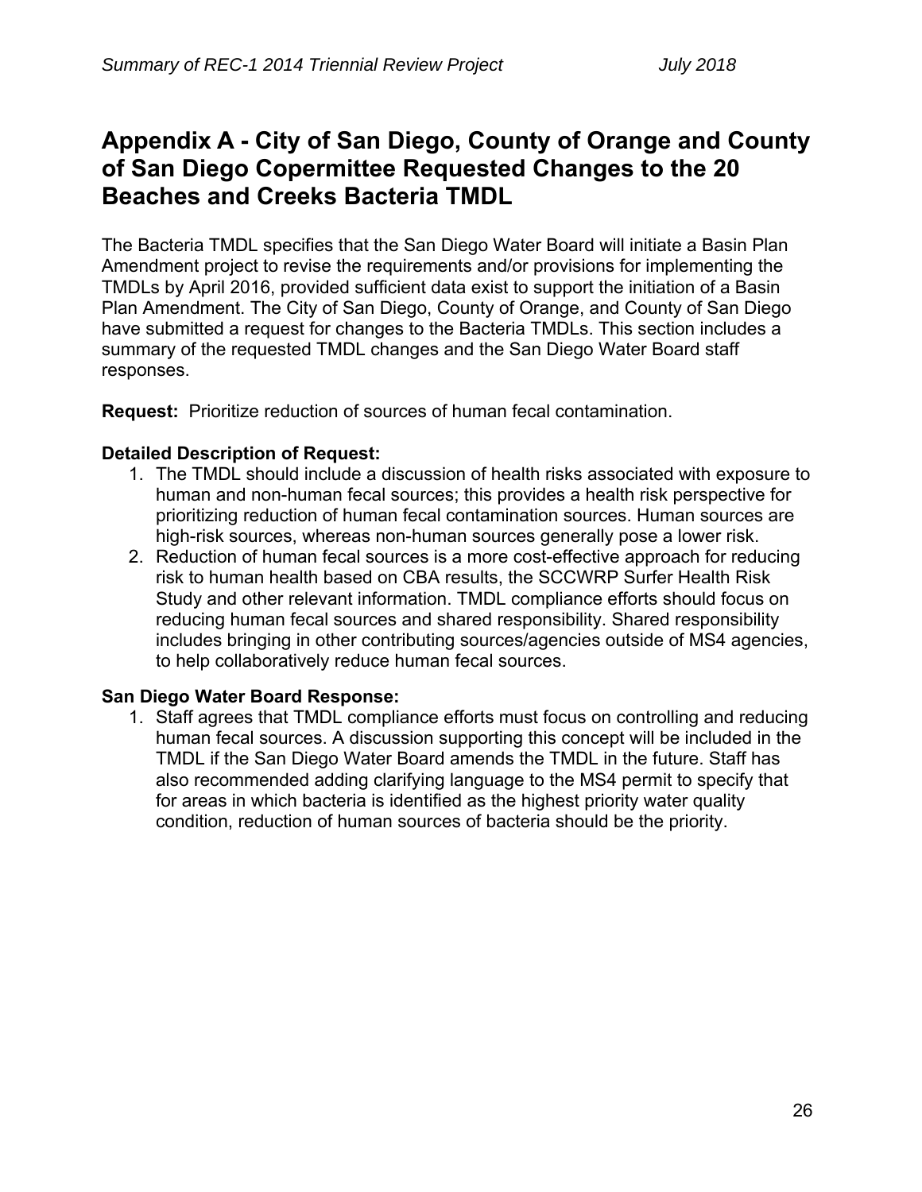# Appendix A - City of San Diego, County of Orange and County of San Diego Copermittee Requested Changes to the 20 Beaches and Creeks Bacteria TMDL

The Bacteria TMDL specifies that the San Diego Water Board will initiate a Basin Plan Amendment project to revise the requirements and/or provisions for implementing the TMDLs by April 2016, provided sufficient data exist to support the initiation of a Basin Plan Amendment. The City of San Diego, County of Orange, and County of San Diego have submitted a request for changes to the Bacteria TMDLs. This section includes a summary of the requested TMDL changes and the San Diego Water Board staff responses.

**Request:** Prioritize reduction of sources of human fecal contamination.

**Detailed Description of Request:**

1. The TMDL should include a discussion of health risks associated with exposure to human and non-human fecal sources; this provides a health risk perspective for prioritizing reduction of human fecal contamination sources. Human sources are high-risk sources, whereas non-human sources generally pose a lower risk.
2. Reduction of human fecal sources is a more cost-effective approach for reducing risk to human health based on CBA results, the SCCWRP Surfer Health Risk Study and other relevant information. TMDL compliance efforts should focus on reducing human fecal sources and shared responsibility. Shared responsibility includes bringing in other contributing sources/agencies outside of MS4 agencies, to help collaboratively reduce human fecal sources.

**San Diego Water Board Response:**

1. Staff agrees that TMDL compliance efforts must focus on controlling and reducing human fecal sources. A discussion supporting this concept will be included in the TMDL if the San Diego Water Board amends the TMDL in the future. Staff has also recommended adding clarifying language to the MS4 permit to specify that for areas in which bacteria is identified as the highest priority water quality condition, reduction of human sources of bacteria should be the priority.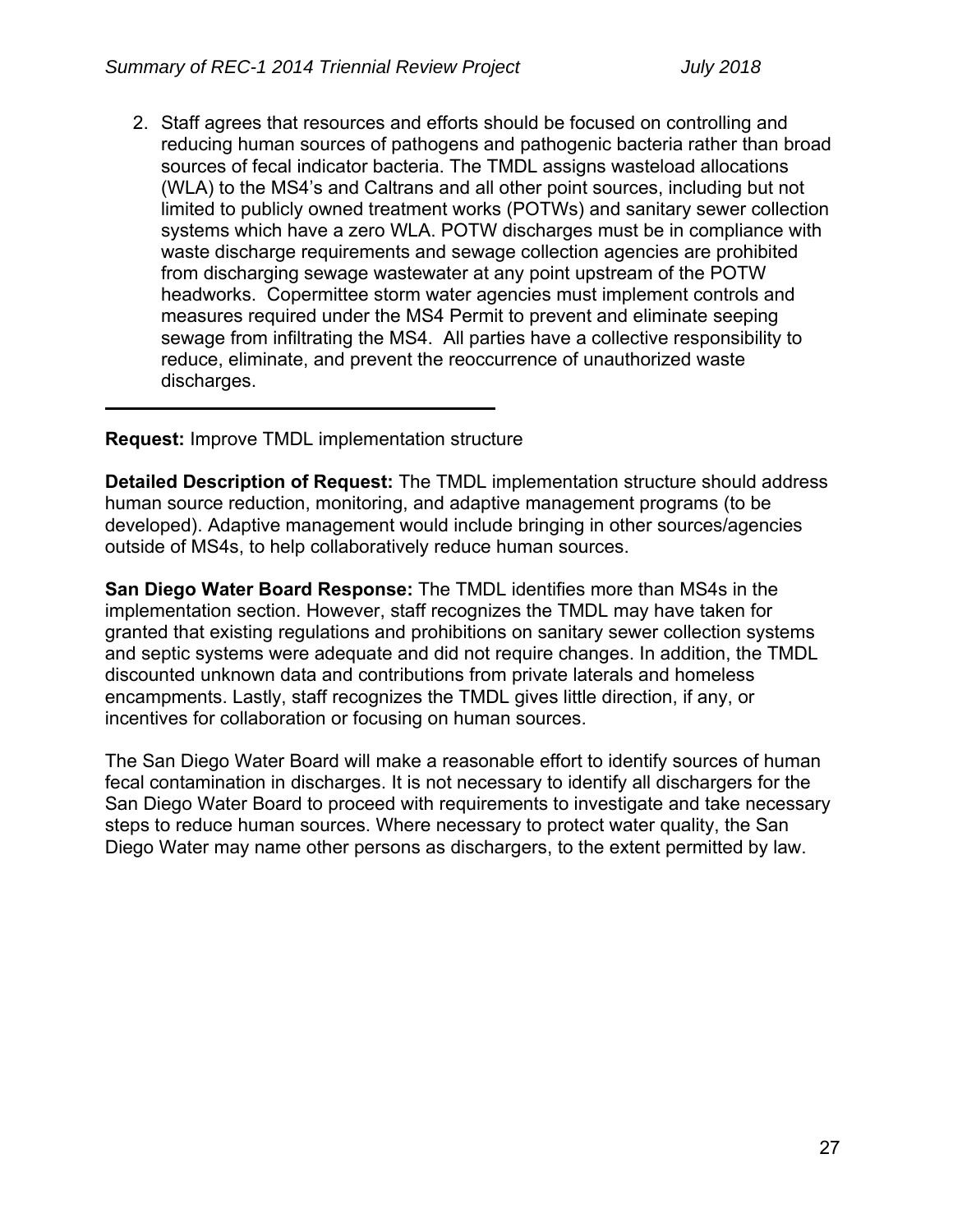2. Staff agrees that resources and efforts should be focused on controlling and reducing human sources of pathogens and pathogenic bacteria rather than broad sources of fecal indicator bacteria. The TMDL assigns wasteload allocations (WLA) to the MS4's and Caltrans and all other point sources, including but not limited to publicly owned treatment works (POTWs) and sanitary sewer collection systems which have a zero WLA. POTW discharges must be in compliance with waste discharge requirements and sewage collection agencies are prohibited from discharging sewage wastewater at any point upstream of the POTW headworks. Copermittee storm water agencies must implement controls and measures required under the MS4 Permit to prevent and eliminate seeping sewage from infiltrating the MS4. All parties have a collective responsibility to reduce, eliminate, and prevent the reoccurrence of unauthorized waste discharges.

---

**Request:** Improve TMDL implementation structure

**Detailed Description of Request:** The TMDL implementation structure should address human source reduction, monitoring, and adaptive management programs (to be developed). Adaptive management would include bringing in other sources/agencies outside of MS4s, to help collaboratively reduce human sources.

**San Diego Water Board Response:** The TMDL identifies more than MS4s in the implementation section. However, staff recognizes the TMDL may have taken for granted that existing regulations and prohibitions on sanitary sewer collection systems and septic systems were adequate and did not require changes. In addition, the TMDL discounted unknown data and contributions from private laterals and homeless encampments. Lastly, staff recognizes the TMDL gives little direction, if any, or incentives for collaboration or focusing on human sources.

The San Diego Water Board will make a reasonable effort to identify sources of human fecal contamination in discharges. It is not necessary to identify all dischargers for the San Diego Water Board to proceed with requirements to investigate and take necessary steps to reduce human sources. Where necessary to protect water quality, the San Diego Water may name other persons as dischargers, to the extent permitted by law.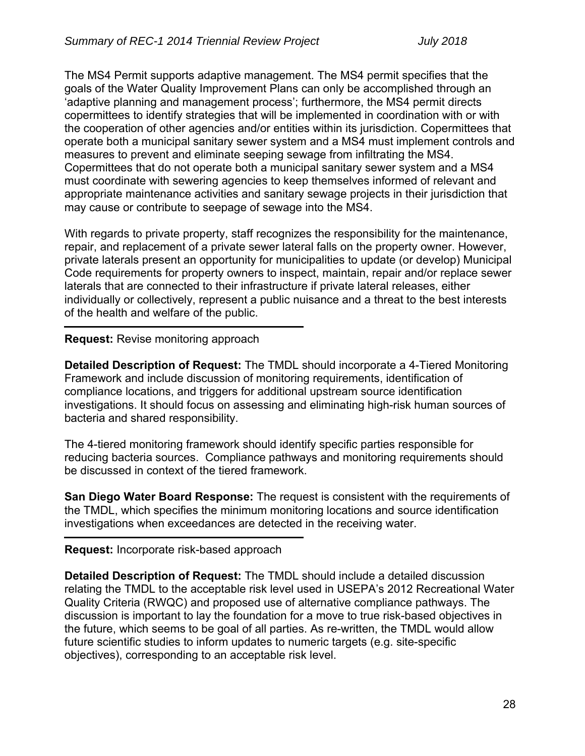The MS4 Permit supports adaptive management. The MS4 permit specifies that the goals of the Water Quality Improvement Plans can only be accomplished through an 'adaptive planning and management process'; furthermore, the MS4 permit directs copermittees to identify strategies that will be implemented in coordination with or with the cooperation of other agencies and/or entities within its jurisdiction. Copermittees that operate both a municipal sanitary sewer system and a MS4 must implement controls and measures to prevent and eliminate seeping sewage from infiltrating the MS4. Copermittees that do not operate both a municipal sanitary sewer system and a MS4 must coordinate with sewering agencies to keep themselves informed of relevant and appropriate maintenance activities and sanitary sewage projects in their jurisdiction that may cause or contribute to seepage of sewage into the MS4.

With regards to private property, staff recognizes the responsibility for the maintenance, repair, and replacement of a private sewer lateral falls on the property owner. However, private laterals present an opportunity for municipalities to update (or develop) Municipal Code requirements for property owners to inspect, maintain, repair and/or replace sewer laterals that are connected to their infrastructure if private lateral releases, either individually or collectively, represent a public nuisance and a threat to the best interests of the health and welfare of the public.

---

**Request:** Revise monitoring approach

**Detailed Description of Request:** The TMDL should incorporate a 4-Tiered Monitoring Framework and include discussion of monitoring requirements, identification of compliance locations, and triggers for additional upstream source identification investigations. It should focus on assessing and eliminating high-risk human sources of bacteria and shared responsibility.

The 4-tiered monitoring framework should identify specific parties responsible for reducing bacteria sources. Compliance pathways and monitoring requirements should be discussed in context of the tiered framework.

**San Diego Water Board Response:** The request is consistent with the requirements of the TMDL, which specifies the minimum monitoring locations and source identification investigations when exceedances are detected in the receiving water.

---

**Request:** Incorporate risk-based approach

**Detailed Description of Request:** The TMDL should include a detailed discussion relating the TMDL to the acceptable risk level used in USEPA's 2012 Recreational Water Quality Criteria (RWQC) and proposed use of alternative compliance pathways. The discussion is important to lay the foundation for a move to true risk-based objectives in the future, which seems to be goal of all parties. As re-written, the TMDL would allow future scientific studies to inform updates to numeric targets (e.g. site-specific objectives), corresponding to an acceptable risk level.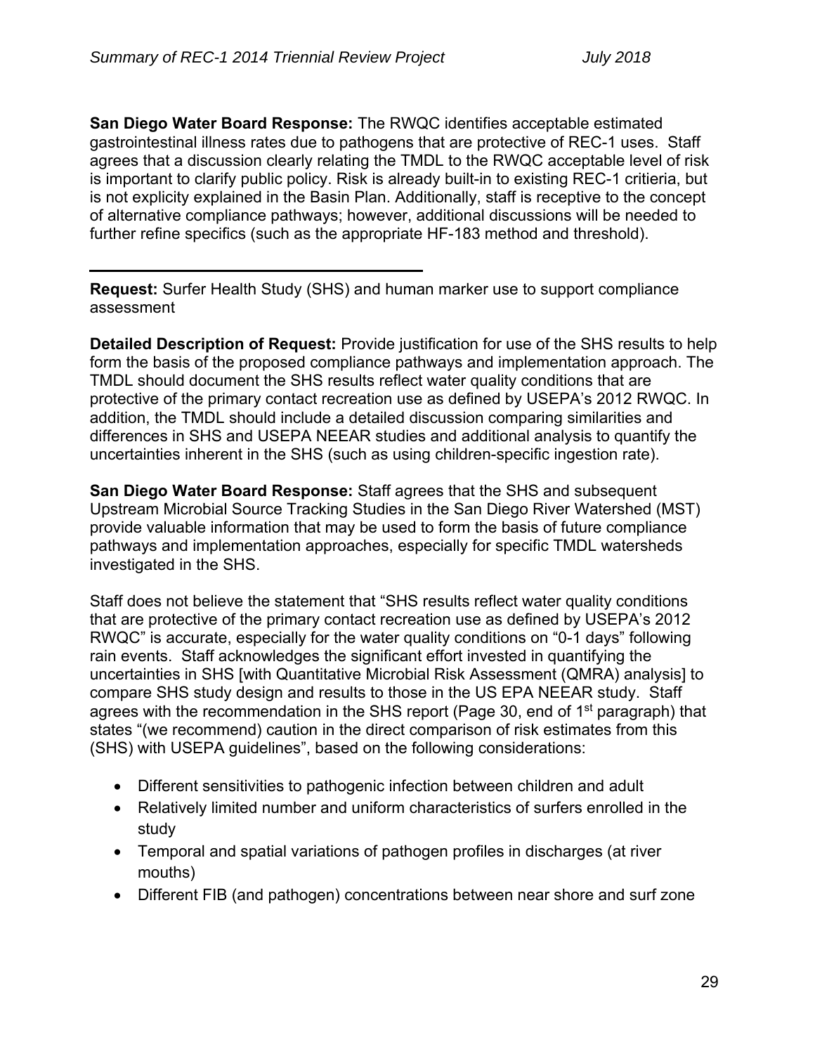**San Diego Water Board Response:** The RWQC identifies acceptable estimated gastrointestinal illness rates due to pathogens that are protective of REC-1 uses. Staff agrees that a discussion clearly relating the TMDL to the RWQC acceptable level of risk is important to clarify public policy. Risk is already built-in to existing REC-1 critieria, but is not explicity explained in the Basin Plan. Additionally, staff is receptive to the concept of alternative compliance pathways; however, additional discussions will be needed to further refine specifics (such as the appropriate HF-183 method and threshold).

---

**Request:** Surfer Health Study (SHS) and human marker use to support compliance assessment

**Detailed Description of Request:** Provide justification for use of the SHS results to help form the basis of the proposed compliance pathways and implementation approach. The TMDL should document the SHS results reflect water quality conditions that are protective of the primary contact recreation use as defined by USEPA's 2012 RWQC. In addition, the TMDL should include a detailed discussion comparing similarities and differences in SHS and USEPA NEEAR studies and additional analysis to quantify the uncertainties inherent in the SHS (such as using children-specific ingestion rate).

**San Diego Water Board Response:** Staff agrees that the SHS and subsequent Upstream Microbial Source Tracking Studies in the San Diego River Watershed (MST) provide valuable information that may be used to form the basis of future compliance pathways and implementation approaches, especially for specific TMDL watersheds investigated in the SHS.

Staff does not believe the statement that "SHS results reflect water quality conditions that are protective of the primary contact recreation use as defined by USEPA's 2012 RWQC" is accurate, especially for the water quality conditions on "0-1 days" following rain events. Staff acknowledges the significant effort invested in quantifying the uncertainties in SHS [with Quantitative Microbial Risk Assessment (QMRA) analysis] to compare SHS study design and results to those in the US EPA NEEAR study. Staff agrees with the recommendation in the SHS report (Page 30, end of 1st paragraph) that states "(we recommend) caution in the direct comparison of risk estimates from this (SHS) with USEPA guidelines", based on the following considerations:

- Different sensitivities to pathogenic infection between children and adult
- Relatively limited number and uniform characteristics of surfers enrolled in the study
- Temporal and spatial variations of pathogen profiles in discharges (at river mouths)
- Different FIB (and pathogen) concentrations between near shore and surf zone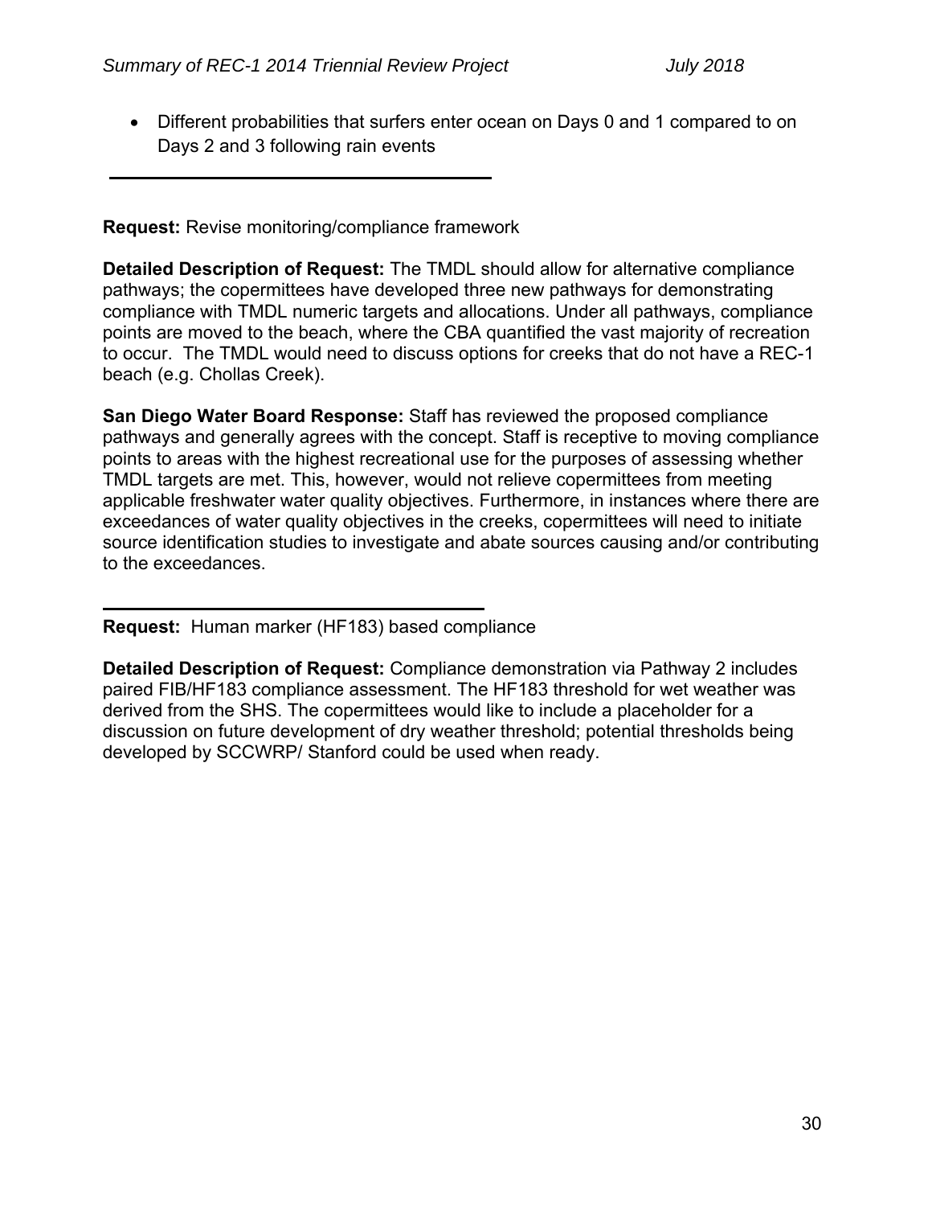- Different probabilities that surfers enter ocean on Days 0 and 1 compared to on Days 2 and 3 following rain events

---

**Request:** Revise monitoring/compliance framework

**Detailed Description of Request:** The TMDL should allow for alternative compliance pathways; the copermittees have developed three new pathways for demonstrating compliance with TMDL numeric targets and allocations. Under all pathways, compliance points are moved to the beach, where the CBA quantified the vast majority of recreation to occur. The TMDL would need to discuss options for creeks that do not have a REC-1 beach (e.g. Chollas Creek).

**San Diego Water Board Response:** Staff has reviewed the proposed compliance pathways and generally agrees with the concept. Staff is receptive to moving compliance points to areas with the highest recreational use for the purposes of assessing whether TMDL targets are met. This, however, would not relieve copermittees from meeting applicable freshwater water quality objectives. Furthermore, in instances where there are exceedances of water quality objectives in the creeks, copermittees will need to initiate source identification studies to investigate and abate sources causing and/or contributing to the exceedances.

---

**Request:** Human marker (HF183) based compliance

**Detailed Description of Request:** Compliance demonstration via Pathway 2 includes paired FIB/HF183 compliance assessment. The HF183 threshold for wet weather was derived from the SHS. The copermittees would like to include a placeholder for a discussion on future development of dry weather threshold; potential thresholds being developed by SCCWRP/ Stanford could be used when ready.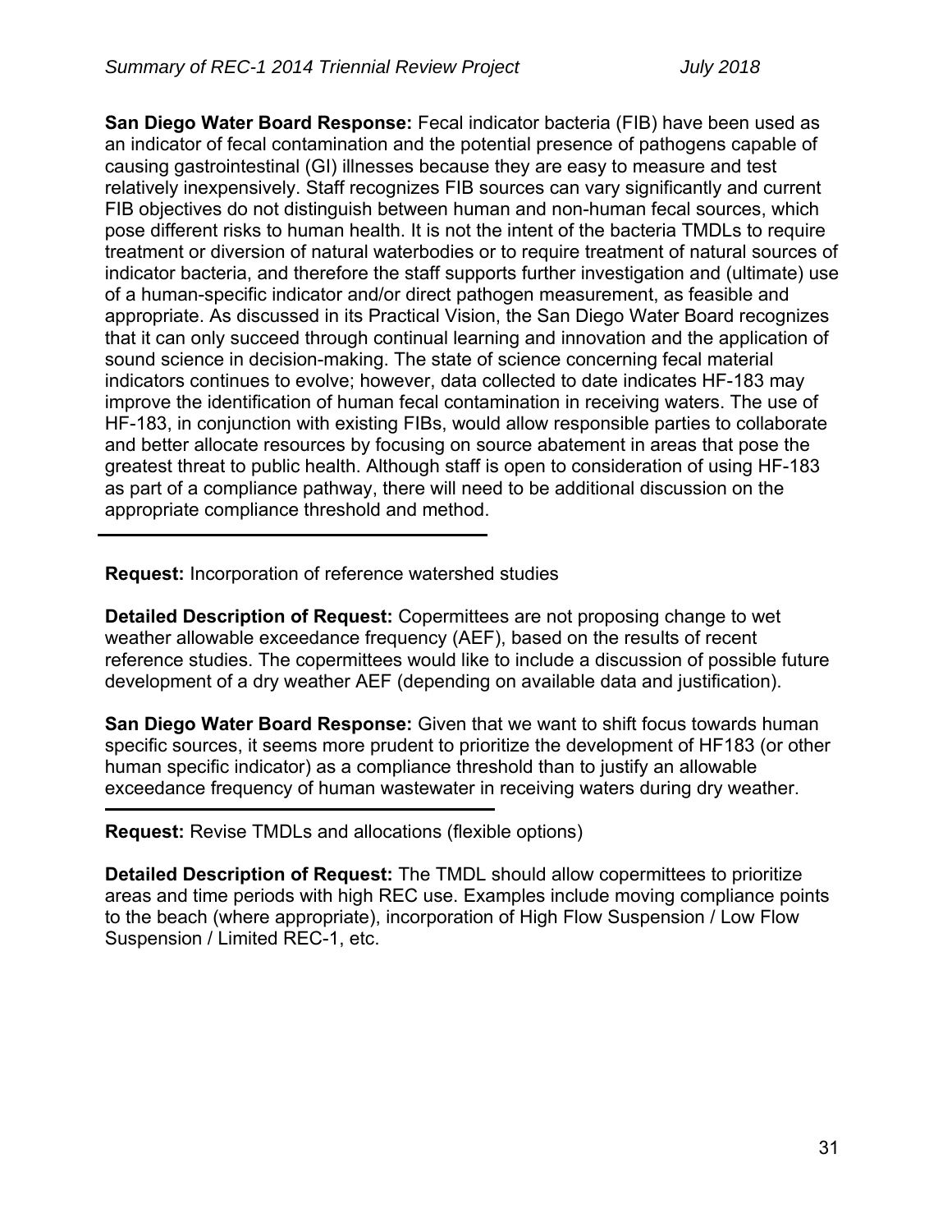**San Diego Water Board Response:** Fecal indicator bacteria (FIB) have been used as an indicator of fecal contamination and the potential presence of pathogens capable of causing gastrointestinal (GI) illnesses because they are easy to measure and test relatively inexpensively. Staff recognizes FIB sources can vary significantly and current FIB objectives do not distinguish between human and non-human fecal sources, which pose different risks to human health. It is not the intent of the bacteria TMDLs to require treatment or diversion of natural waterbodies or to require treatment of natural sources of indicator bacteria, and therefore the staff supports further investigation and (ultimate) use of a human-specific indicator and/or direct pathogen measurement, as feasible and appropriate. As discussed in its Practical Vision, the San Diego Water Board recognizes that it can only succeed through continual learning and innovation and the application of sound science in decision-making. The state of science concerning fecal material indicators continues to evolve; however, data collected to date indicates HF-183 may improve the identification of human fecal contamination in receiving waters. The use of HF-183, in conjunction with existing FIBs, would allow responsible parties to collaborate and better allocate resources by focusing on source abatement in areas that pose the greatest threat to public health. Although staff is open to consideration of using HF-183 as part of a compliance pathway, there will need to be additional discussion on the appropriate compliance threshold and method.

---

**Request:** Incorporation of reference watershed studies

**Detailed Description of Request:** Copermittees are not proposing change to wet weather allowable exceedance frequency (AEF), based on the results of recent reference studies. The copermittees would like to include a discussion of possible future development of a dry weather AEF (depending on available data and justification).

**San Diego Water Board Response:** Given that we want to shift focus towards human specific sources, it seems more prudent to prioritize the development of HF183 (or other human specific indicator) as a compliance threshold than to justify an allowable exceedance frequency of human wastewater in receiving waters during dry weather.

---

**Request:** Revise TMDLs and allocations (flexible options)

**Detailed Description of Request:** The TMDL should allow copermittees to prioritize areas and time periods with high REC use. Examples include moving compliance points to the beach (where appropriate), incorporation of High Flow Suspension / Low Flow Suspension / Limited REC-1, etc.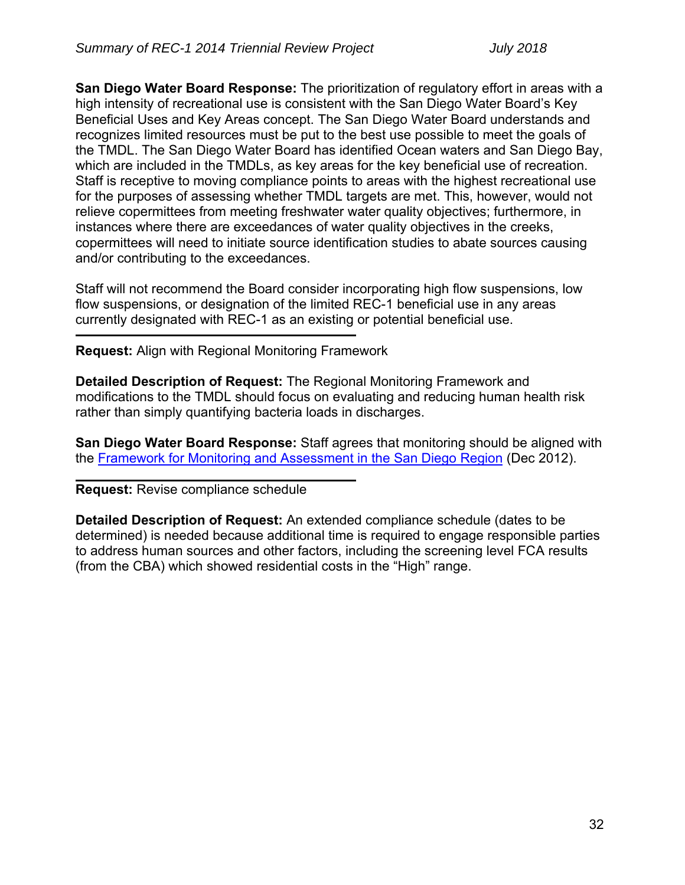**San Diego Water Board Response:** The prioritization of regulatory effort in areas with a high intensity of recreational use is consistent with the San Diego Water Board's Key Beneficial Uses and Key Areas concept. The San Diego Water Board understands and recognizes limited resources must be put to the best use possible to meet the goals of the TMDL. The San Diego Water Board has identified Ocean waters and San Diego Bay, which are included in the TMDLs, as key areas for the key beneficial use of recreation. Staff is receptive to moving compliance points to areas with the highest recreational use for the purposes of assessing whether TMDL targets are met. This, however, would not relieve copermittees from meeting freshwater water quality objectives; furthermore, in instances where there are exceedances of water quality objectives in the creeks, copermittees will need to initiate source identification studies to abate sources causing and/or contributing to the exceedances.

Staff will not recommend the Board consider incorporating high flow suspensions, low flow suspensions, or designation of the limited REC-1 beneficial use in any areas currently designated with REC-1 as an existing or potential beneficial use.

---

**Request:** Align with Regional Monitoring Framework

**Detailed Description of Request:** The Regional Monitoring Framework and modifications to the TMDL should focus on evaluating and reducing human health risk rather than simply quantifying bacteria loads in discharges.

**San Diego Water Board Response:** Staff agrees that monitoring should be aligned with the Framework for Monitoring and Assessment in the San Diego Region (Dec 2012).

---

**Request:** Revise compliance schedule

**Detailed Description of Request:** An extended compliance schedule (dates to be determined) is needed because additional time is required to engage responsible parties to address human sources and other factors, including the screening level FCA results (from the CBA) which showed residential costs in the "High" range.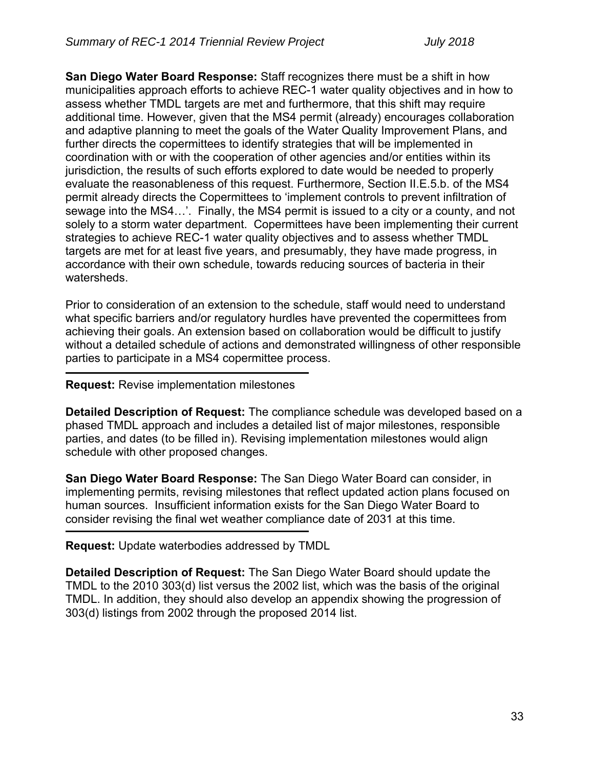**San Diego Water Board Response:** Staff recognizes there must be a shift in how municipalities approach efforts to achieve REC-1 water quality objectives and in how to assess whether TMDL targets are met and furthermore, that this shift may require additional time. However, given that the MS4 permit (already) encourages collaboration and adaptive planning to meet the goals of the Water Quality Improvement Plans, and further directs the copermittees to identify strategies that will be implemented in coordination with or with the cooperation of other agencies and/or entities within its jurisdiction, the results of such efforts explored to date would be needed to properly evaluate the reasonableness of this request. Furthermore, Section II.E.5.b. of the MS4 permit already directs the Copermittees to 'implement controls to prevent infiltration of sewage into the MS4…'. Finally, the MS4 permit is issued to a city or a county, and not solely to a storm water department. Copermittees have been implementing their current strategies to achieve REC-1 water quality objectives and to assess whether TMDL targets are met for at least five years, and presumably, they have made progress, in accordance with their own schedule, towards reducing sources of bacteria in their watersheds.

Prior to consideration of an extension to the schedule, staff would need to understand what specific barriers and/or regulatory hurdles have prevented the copermittees from achieving their goals. An extension based on collaboration would be difficult to justify without a detailed schedule of actions and demonstrated willingness of other responsible parties to participate in a MS4 copermittee process.

---

**Request:** Revise implementation milestones

**Detailed Description of Request:** The compliance schedule was developed based on a phased TMDL approach and includes a detailed list of major milestones, responsible parties, and dates (to be filled in). Revising implementation milestones would align schedule with other proposed changes.

**San Diego Water Board Response:** The San Diego Water Board can consider, in implementing permits, revising milestones that reflect updated action plans focused on human sources. Insufficient information exists for the San Diego Water Board to consider revising the final wet weather compliance date of 2031 at this time.

---

**Request:** Update waterbodies addressed by TMDL

**Detailed Description of Request:** The San Diego Water Board should update the TMDL to the 2010 303(d) list versus the 2002 list, which was the basis of the original TMDL. In addition, they should also develop an appendix showing the progression of 303(d) listings from 2002 through the proposed 2014 list.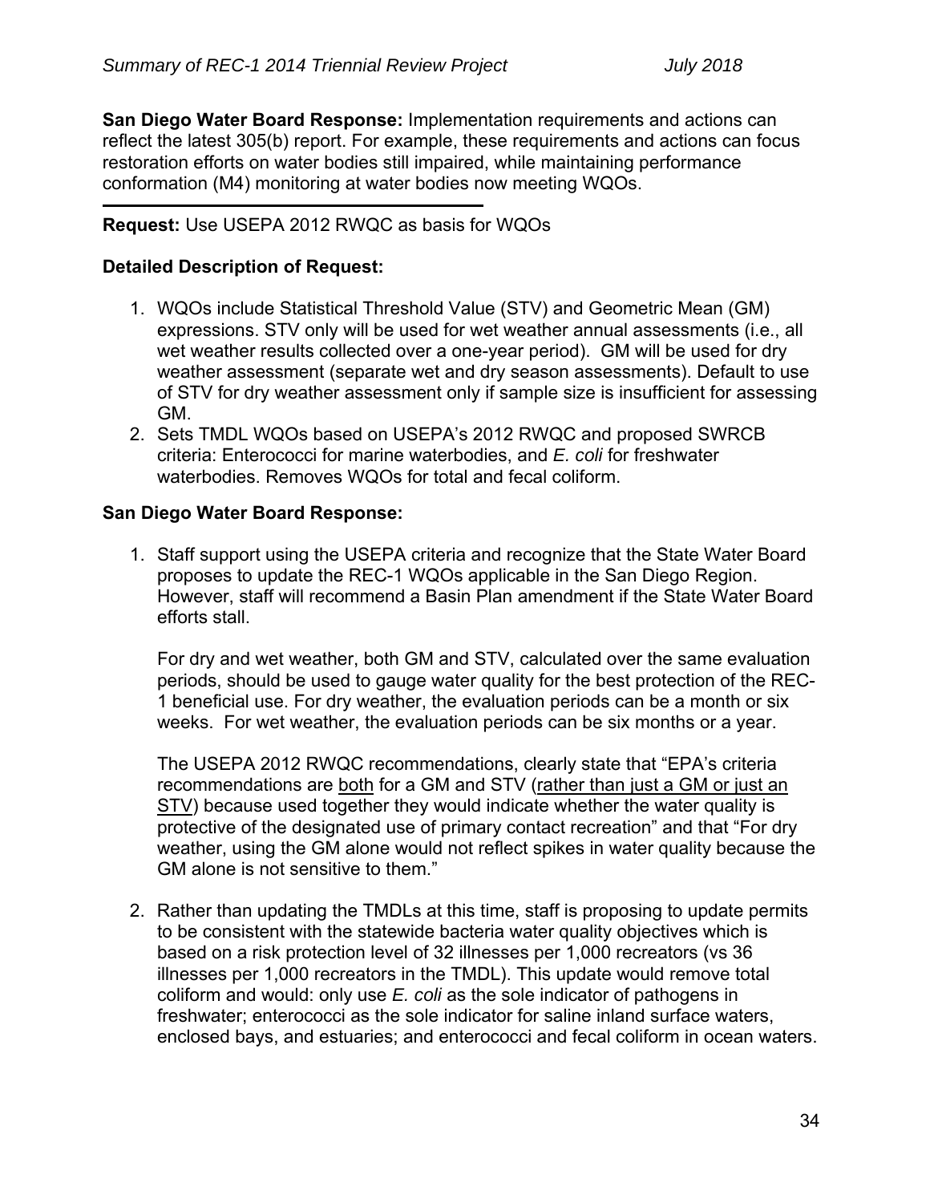**San Diego Water Board Response:** Implementation requirements and actions can reflect the latest 305(b) report. For example, these requirements and actions can focus restoration efforts on water bodies still impaired, while maintaining performance conformation (M4) monitoring at water bodies now meeting WQOs.

---

**Request:** Use USEPA 2012 RWQC as basis for WQOs

**Detailed Description of Request:**

1. WQOs include Statistical Threshold Value (STV) and Geometric Mean (GM) expressions. STV only will be used for wet weather annual assessments (i.e., all wet weather results collected over a one-year period). GM will be used for dry weather assessment (separate wet and dry season assessments). Default to use of STV for dry weather assessment only if sample size is insufficient for assessing GM.
2. Sets TMDL WQOs based on USEPA's 2012 RWQC and proposed SWRCB criteria: Enterococci for marine waterbodies, and *E. coli* for freshwater waterbodies. Removes WQOs for total and fecal coliform.

**San Diego Water Board Response:**

1. Staff support using the USEPA criteria and recognize that the State Water Board proposes to update the REC-1 WQOs applicable in the San Diego Region. However, staff will recommend a Basin Plan amendment if the State Water Board efforts stall.

   For dry and wet weather, both GM and STV, calculated over the same evaluation periods, should be used to gauge water quality for the best protection of the REC-1 beneficial use. For dry weather, the evaluation periods can be a month or six weeks. For wet weather, the evaluation periods can be six months or a year.

   The USEPA 2012 RWQC recommendations, clearly state that "EPA's criteria recommendations are <u>both</u> for a GM and STV (<u>rather than just a GM or just an STV</u>) because used together they would indicate whether the water quality is protective of the designated use of primary contact recreation" and that "For dry weather, using the GM alone would not reflect spikes in water quality because the GM alone is not sensitive to them."

2. Rather than updating the TMDLs at this time, staff is proposing to update permits to be consistent with the statewide bacteria water quality objectives which is based on a risk protection level of 32 illnesses per 1,000 recreators (vs 36 illnesses per 1,000 recreators in the TMDL). This update would remove total coliform and would: only use *E. coli* as the sole indicator of pathogens in freshwater; enterococci as the sole indicator for saline inland surface waters, enclosed bays, and estuaries; and enterococci and fecal coliform in ocean waters.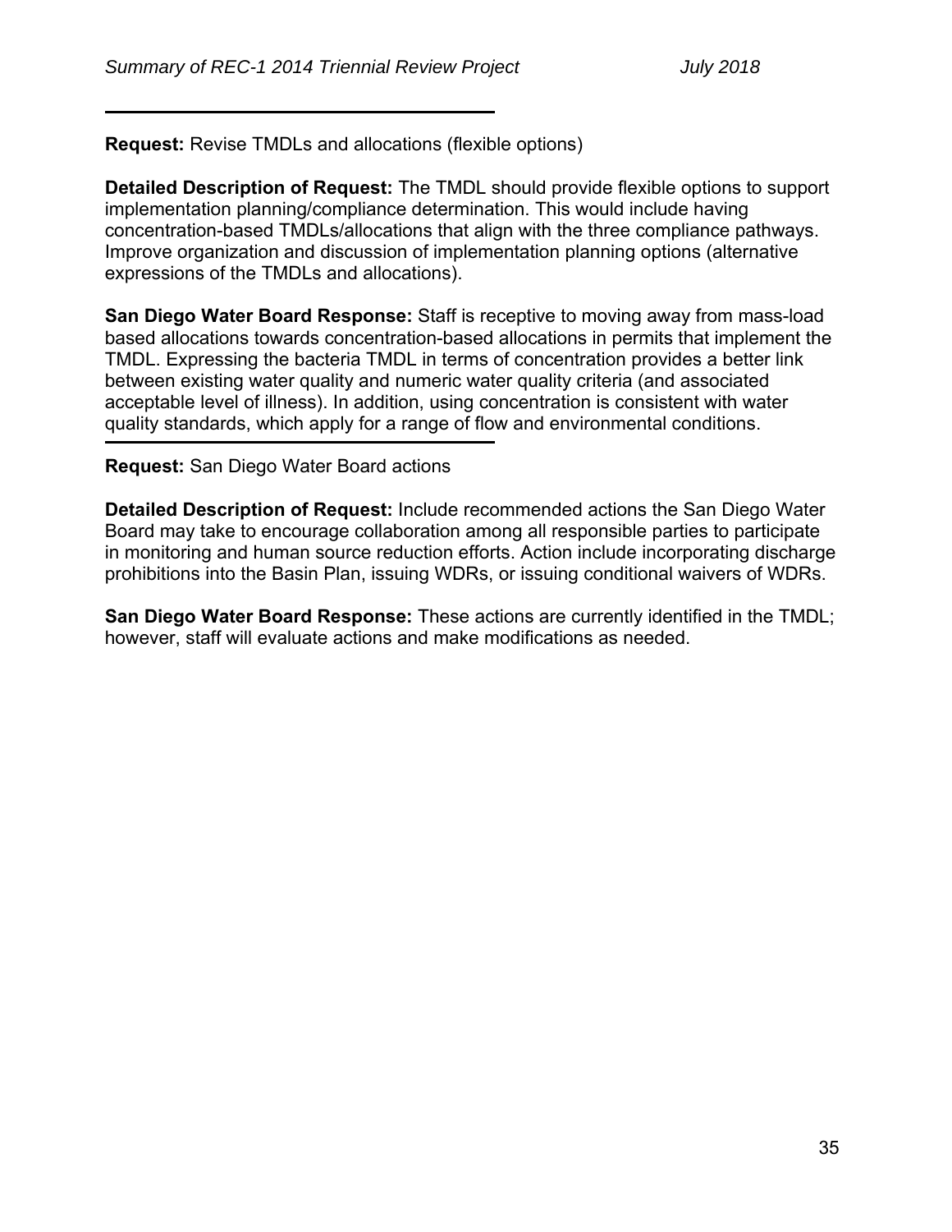---

**Request:** Revise TMDLs and allocations (flexible options)

**Detailed Description of Request:** The TMDL should provide flexible options to support implementation planning/compliance determination. This would include having concentration-based TMDLs/allocations that align with the three compliance pathways. Improve organization and discussion of implementation planning options (alternative expressions of the TMDLs and allocations).

**San Diego Water Board Response:** Staff is receptive to moving away from mass-load based allocations towards concentration-based allocations in permits that implement the TMDL. Expressing the bacteria TMDL in terms of concentration provides a better link between existing water quality and numeric water quality criteria (and associated acceptable level of illness). In addition, using concentration is consistent with water quality standards, which apply for a range of flow and environmental conditions.

---

**Request:** San Diego Water Board actions

**Detailed Description of Request:** Include recommended actions the San Diego Water Board may take to encourage collaboration among all responsible parties to participate in monitoring and human source reduction efforts. Action include incorporating discharge prohibitions into the Basin Plan, issuing WDRs, or issuing conditional waivers of WDRs.

**San Diego Water Board Response:** These actions are currently identified in the TMDL; however, staff will evaluate actions and make modifications as needed.